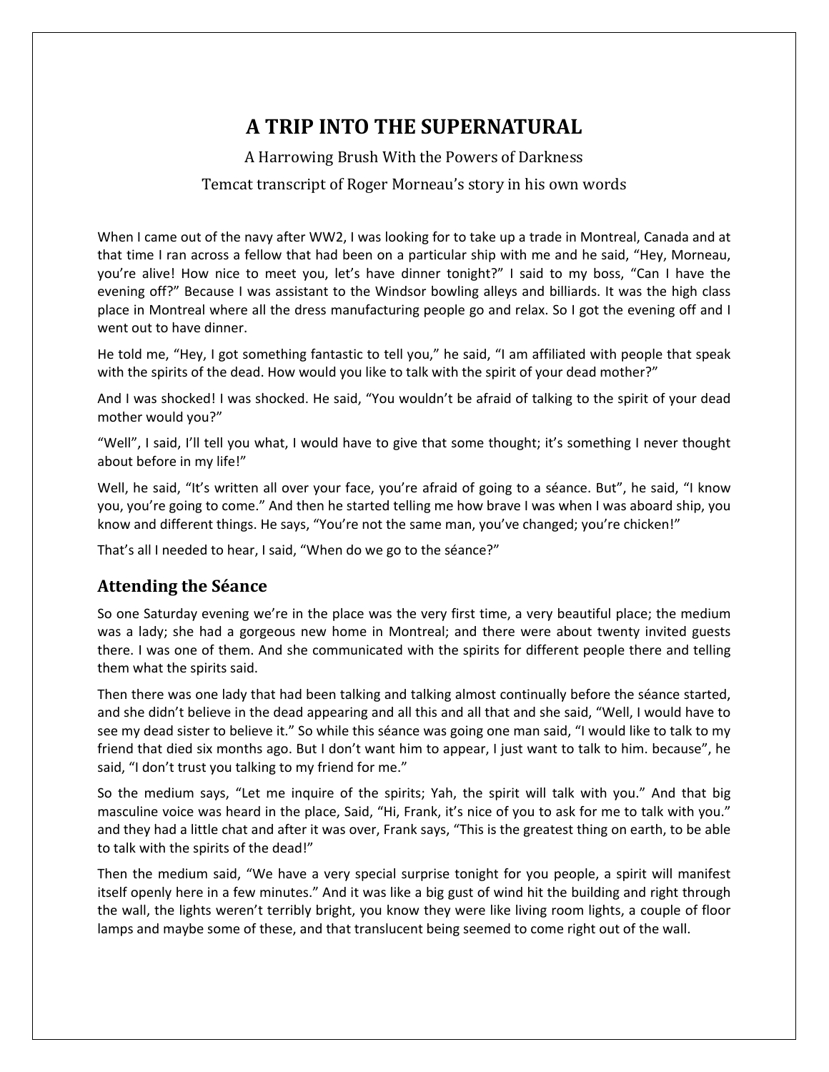# A TRIP INTO THE SUPERNATURAL

A Harrowing Brush With the Powers of Darkness

Temcat transcript of Roger Morneau's story in his own words

When I came out of the navy after WW2, I was looking for to take up a trade in Montreal, Canada and at that time I ran across a fellow that had been on a particular ship with me and he said, "Hey, Morneau, you're alive! How nice to meet you, let's have dinner tonight?" I said to my boss, "Can I have the evening off?" Because I was assistant to the Windsor bowling alleys and billiards. It was the high class place in Montreal where all the dress manufacturing people go and relax. So I got the evening off and I went out to have dinner.

He told me, "Hey, I got something fantastic to tell you," he said, "I am affiliated with people that speak with the spirits of the dead. How would you like to talk with the spirit of your dead mother?"

And I was shocked! I was shocked. He said, "You wouldn't be afraid of talking to the spirit of your dead mother would you?"

"Well", I said, I'll tell you what, I would have to give that some thought; it's something I never thought about before in my life!"

Well, he said, "It's written all over your face, you're afraid of going to a séance. But", he said, "I know you, you're going to come." And then he started telling me how brave I was when I was aboard ship, you know and different things. He says, "You're not the same man, you've changed; you're chicken!"

That's all I needed to hear, I said, "When do we go to the séance?"

## Attending the Séance

So one Saturday evening we're in the place was the very first time, a very beautiful place; the medium was a lady; she had a gorgeous new home in Montreal; and there were about twenty invited guests there. I was one of them. And she communicated with the spirits for different people there and telling them what the spirits said.

Then there was one lady that had been talking and talking almost continually before the séance started, and she didn't believe in the dead appearing and all this and all that and she said, "Well, I would have to see my dead sister to believe it." So while this séance was going one man said, "I would like to talk to my friend that died six months ago. But I don't want him to appear, I just want to talk to him. because", he said, "I don't trust you talking to my friend for me."

So the medium says, "Let me inquire of the spirits; Yah, the spirit will talk with you." And that big masculine voice was heard in the place, Said, "Hi, Frank, it's nice of you to ask for me to talk with you." and they had a little chat and after it was over, Frank says, "This is the greatest thing on earth, to be able to talk with the spirits of the dead!"

Then the medium said, "We have a very special surprise tonight for you people, a spirit will manifest itself openly here in a few minutes." And it was like a big gust of wind hit the building and right through the wall, the lights weren't terribly bright, you know they were like living room lights, a couple of floor lamps and maybe some of these, and that translucent being seemed to come right out of the wall.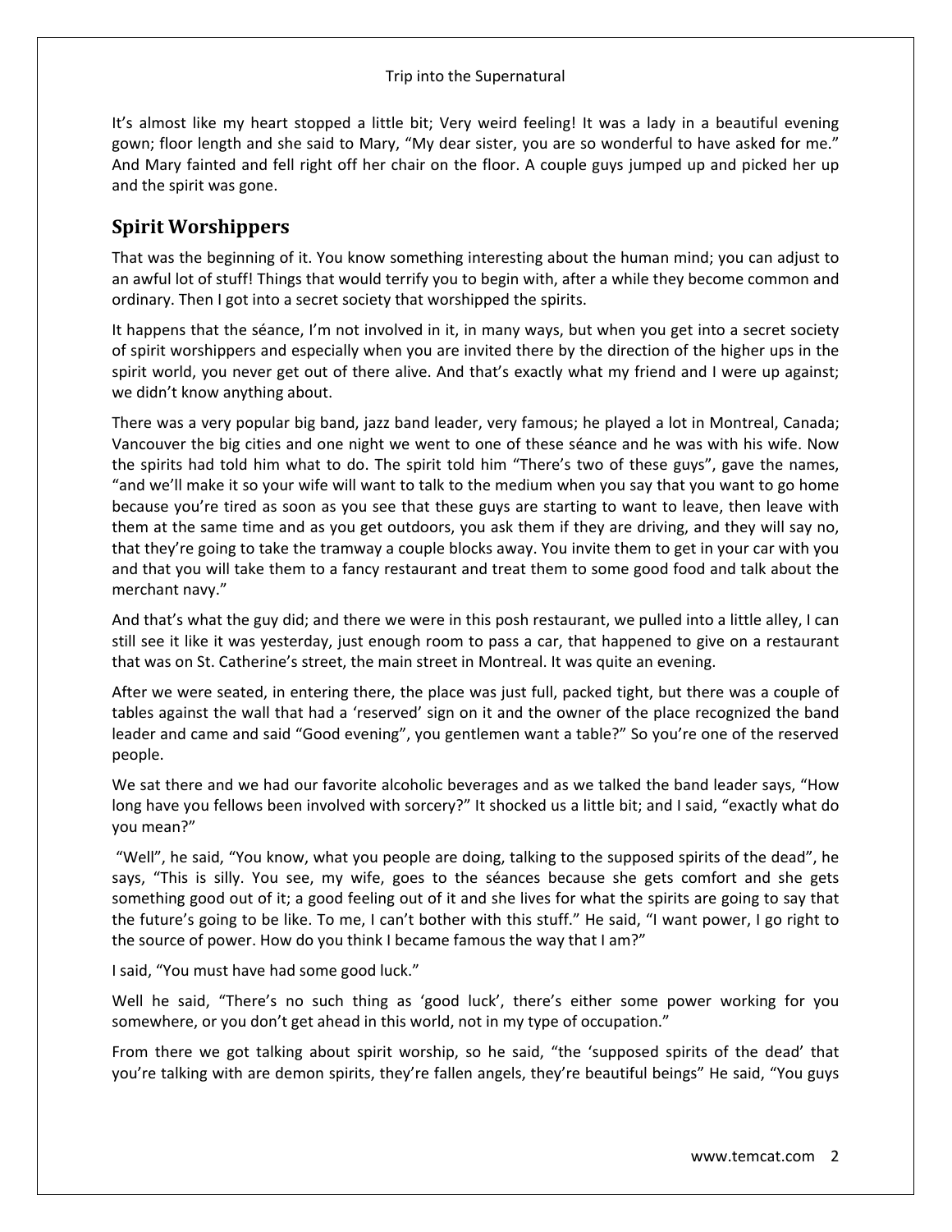It's almost like my heart stopped a little bit; Very weird feeling! It was a lady in a beautiful evening gown; floor length and she said to Mary, "My dear sister, you are so wonderful to have asked for me." And Mary fainted and fell right off her chair on the floor. A couple guys jumped up and picked her up and the spirit was gone.

## Spirit Worshippers

That was the beginning of it. You know something interesting about the human mind; you can adjust to an awful lot of stuff! Things that would terrify you to begin with, after a while they become common and ordinary. Then I got into a secret society that worshipped the spirits.

It happens that the séance, I'm not involved in it, in many ways, but when you get into a secret society of spirit worshippers and especially when you are invited there by the direction of the higher ups in the spirit world, you never get out of there alive. And that's exactly what my friend and I were up against; we didn't know anything about.

There was a very popular big band, jazz band leader, very famous; he played a lot in Montreal, Canada; Vancouver the big cities and one night we went to one of these séance and he was with his wife. Now the spirits had told him what to do. The spirit told him "There's two of these guys", gave the names, "and we'll make it so your wife will want to talk to the medium when you say that you want to go home because you're tired as soon as you see that these guys are starting to want to leave, then leave with them at the same time and as you get outdoors, you ask them if they are driving, and they will say no, that they're going to take the tramway a couple blocks away. You invite them to get in your car with you and that you will take them to a fancy restaurant and treat them to some good food and talk about the merchant navy."

And that's what the guy did; and there we were in this posh restaurant, we pulled into a little alley, I can still see it like it was yesterday, just enough room to pass a car, that happened to give on a restaurant that was on St. Catherine's street, the main street in Montreal. It was quite an evening.

After we were seated, in entering there, the place was just full, packed tight, but there was a couple of tables against the wall that had a 'reserved' sign on it and the owner of the place recognized the band leader and came and said "Good evening", you gentlemen want a table?" So you're one of the reserved people.

We sat there and we had our favorite alcoholic beverages and as we talked the band leader says, "How long have you fellows been involved with sorcery?" It shocked us a little bit; and I said, "exactly what do you mean?"

"Well", he said, "You know, what you people are doing, talking to the supposed spirits of the dead", he says, "This is silly. You see, my wife, goes to the séances because she gets comfort and she gets something good out of it; a good feeling out of it and she lives for what the spirits are going to say that the future's going to be like. To me, I can't bother with this stuff." He said, "I want power, I go right to the source of power. How do you think I became famous the way that I am?"

I said, "You must have had some good luck."

Well he said, "There's no such thing as 'good luck', there's either some power working for you somewhere, or you don't get ahead in this world, not in my type of occupation."

From there we got talking about spirit worship, so he said, "the 'supposed spirits of the dead' that you're talking with are demon spirits, they're fallen angels, they're beautiful beings" He said, "You guys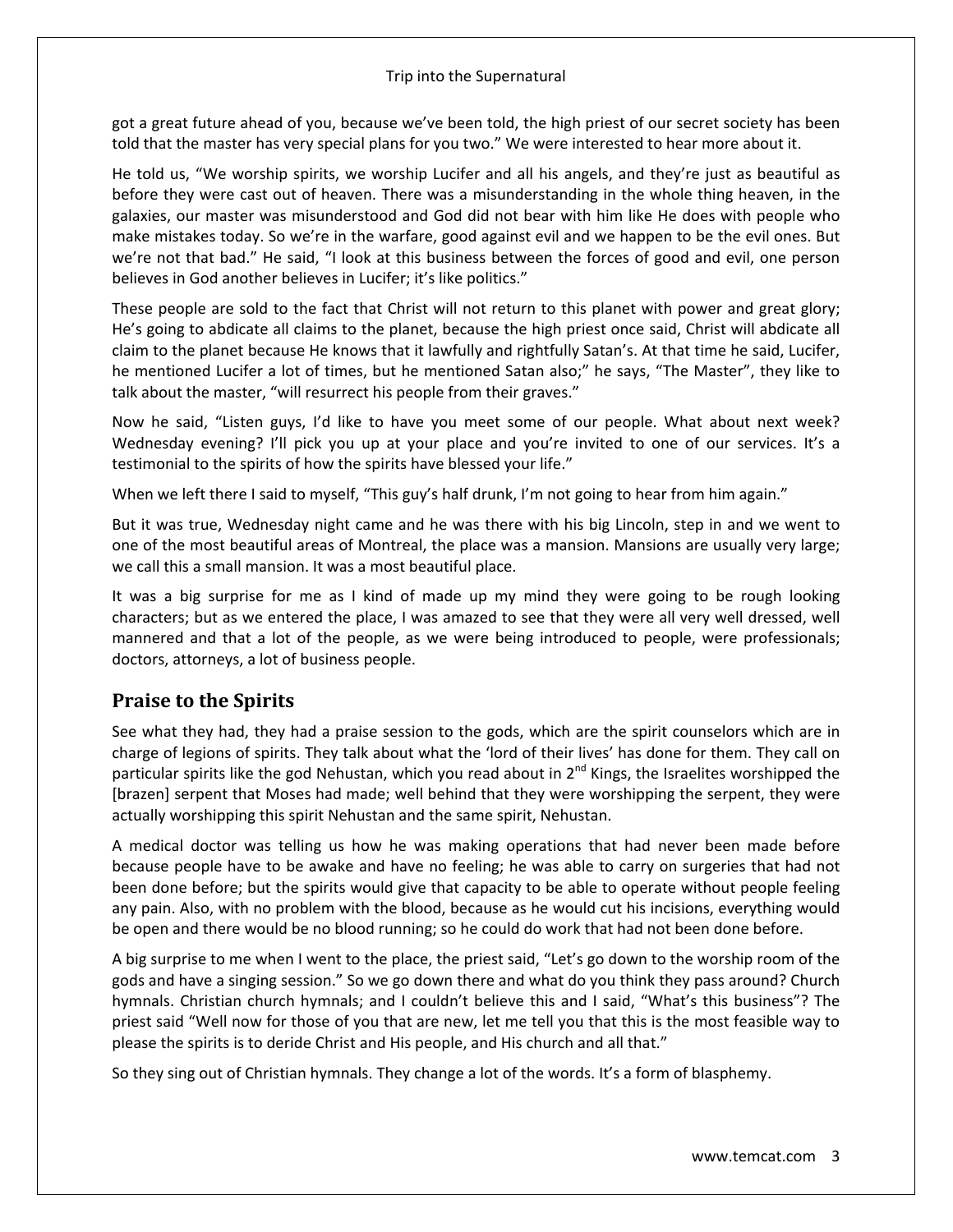got a great future ahead of you, because we've been told, the high priest of our secret society has been told that the master has very special plans for you two." We were interested to hear more about it.

He told us, "We worship spirits, we worship Lucifer and all his angels, and they're just as beautiful as before they were cast out of heaven. There was a misunderstanding in the whole thing heaven, in the galaxies, our master was misunderstood and God did not bear with him like He does with people who make mistakes today. So we're in the warfare, good against evil and we happen to be the evil ones. But we're not that bad." He said, "I look at this business between the forces of good and evil, one person believes in God another believes in Lucifer; it's like politics."

These people are sold to the fact that Christ will not return to this planet with power and great glory; He's going to abdicate all claims to the planet, because the high priest once said, Christ will abdicate all claim to the planet because He knows that it lawfully and rightfully Satan's. At that time he said, Lucifer, he mentioned Lucifer a lot of times, but he mentioned Satan also;" he says, "The Master", they like to talk about the master, "will resurrect his people from their graves."

Now he said, "Listen guys, I'd like to have you meet some of our people. What about next week? Wednesday evening? I'll pick you up at your place and you're invited to one of our services. It's a testimonial to the spirits of how the spirits have blessed your life."

When we left there I said to myself, "This guy's half drunk, I'm not going to hear from him again."

But it was true, Wednesday night came and he was there with his big Lincoln, step in and we went to one of the most beautiful areas of Montreal, the place was a mansion. Mansions are usually very large; we call this a small mansion. It was a most beautiful place.

It was a big surprise for me as I kind of made up my mind they were going to be rough looking characters; but as we entered the place, I was amazed to see that they were all very well dressed, well mannered and that a lot of the people, as we were being introduced to people, were professionals; doctors, attorneys, a lot of business people.

## Praise to the Spirits

See what they had, they had a praise session to the gods, which are the spirit counselors which are in charge of legions of spirits. They talk about what the 'lord of their lives' has done for them. They call on particular spirits like the god Nehustan, which you read about in 2nd Kings, the Israelites worshipped the [brazen] serpent that Moses had made; well behind that they were worshipping the serpent, they were actually worshipping this spirit Nehustan and the same spirit, Nehustan.

A medical doctor was telling us how he was making operations that had never been made before because people have to be awake and have no feeling; he was able to carry on surgeries that had not been done before; but the spirits would give that capacity to be able to operate without people feeling any pain. Also, with no problem with the blood, because as he would cut his incisions, everything would be open and there would be no blood running; so he could do work that had not been done before.

A big surprise to me when I went to the place, the priest said, "Let's go down to the worship room of the gods and have a singing session." So we go down there and what do you think they pass around? Church hymnals. Christian church hymnals; and I couldn't believe this and I said, "What's this business"? The priest said "Well now for those of you that are new, let me tell you that this is the most feasible way to please the spirits is to deride Christ and His people, and His church and all that."

So they sing out of Christian hymnals. They change a lot of the words. It's a form of blasphemy.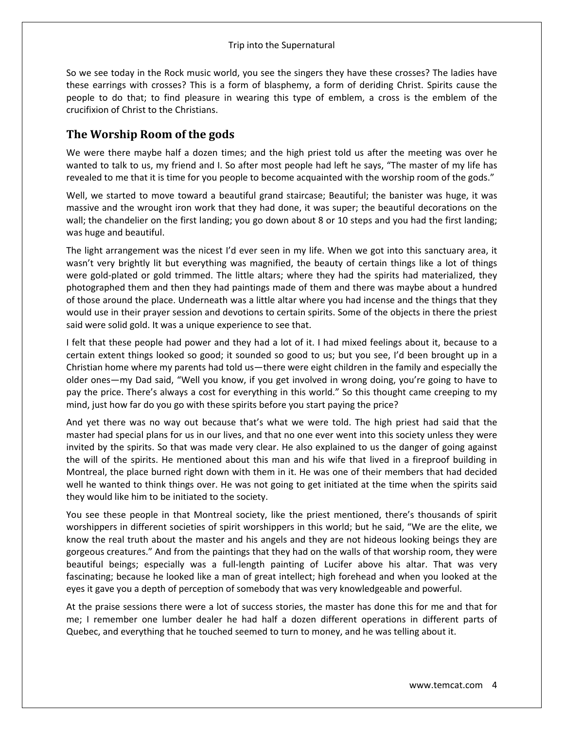So we see today in the Rock music world, you see the singers they have these crosses? The ladies have these earrings with crosses? This is a form of blasphemy, a form of deriding Christ. Spirits cause the people to do that; to find pleasure in wearing this type of emblem, a cross is the emblem of the crucifixion of Christ to the Christians.

## The Worship Room of the gods

We were there maybe half a dozen times; and the high priest told us after the meeting was over he wanted to talk to us, my friend and I. So after most people had left he says, "The master of my life has revealed to me that it is time for you people to become acquainted with the worship room of the gods."

Well, we started to move toward a beautiful grand staircase; Beautiful; the banister was huge, it was massive and the wrought iron work that they had done, it was super; the beautiful decorations on the wall; the chandelier on the first landing; you go down about 8 or 10 steps and you had the first landing; was huge and beautiful.

The light arrangement was the nicest I'd ever seen in my life. When we got into this sanctuary area, it wasn't very brightly lit but everything was magnified, the beauty of certain things like a lot of things were gold-plated or gold trimmed. The little altars; where they had the spirits had materialized, they photographed them and then they had paintings made of them and there was maybe about a hundred of those around the place. Underneath was a little altar where you had incense and the things that they would use in their prayer session and devotions to certain spirits. Some of the objects in there the priest said were solid gold. It was a unique experience to see that.

I felt that these people had power and they had a lot of it. I had mixed feelings about it, because to a certain extent things looked so good; it sounded so good to us; but you see, I'd been brought up in a Christian home where my parents had told us—there were eight children in the family and especially the older ones—my Dad said, "Well you know, if you get involved in wrong doing, you're going to have to pay the price. There's always a cost for everything in this world." So this thought came creeping to my mind, just how far do you go with these spirits before you start paying the price?

And yet there was no way out because that's what we were told. The high priest had said that the master had special plans for us in our lives, and that no one ever went into this society unless they were invited by the spirits. So that was made very clear. He also explained to us the danger of going against the will of the spirits. He mentioned about this man and his wife that lived in a fireproof building in Montreal, the place burned right down with them in it. He was one of their members that had decided well he wanted to think things over. He was not going to get initiated at the time when the spirits said they would like him to be initiated to the society.

You see these people in that Montreal society, like the priest mentioned, there's thousands of spirit worshippers in different societies of spirit worshippers in this world; but he said, "We are the elite, we know the real truth about the master and his angels and they are not hideous looking beings they are gorgeous creatures." And from the paintings that they had on the walls of that worship room, they were beautiful beings; especially was a full-length painting of Lucifer above his altar. That was very fascinating; because he looked like a man of great intellect; high forehead and when you looked at the eyes it gave you a depth of perception of somebody that was very knowledgeable and powerful.

At the praise sessions there were a lot of success stories, the master has done this for me and that for me; I remember one lumber dealer he had half a dozen different operations in different parts of Quebec, and everything that he touched seemed to turn to money, and he was telling about it.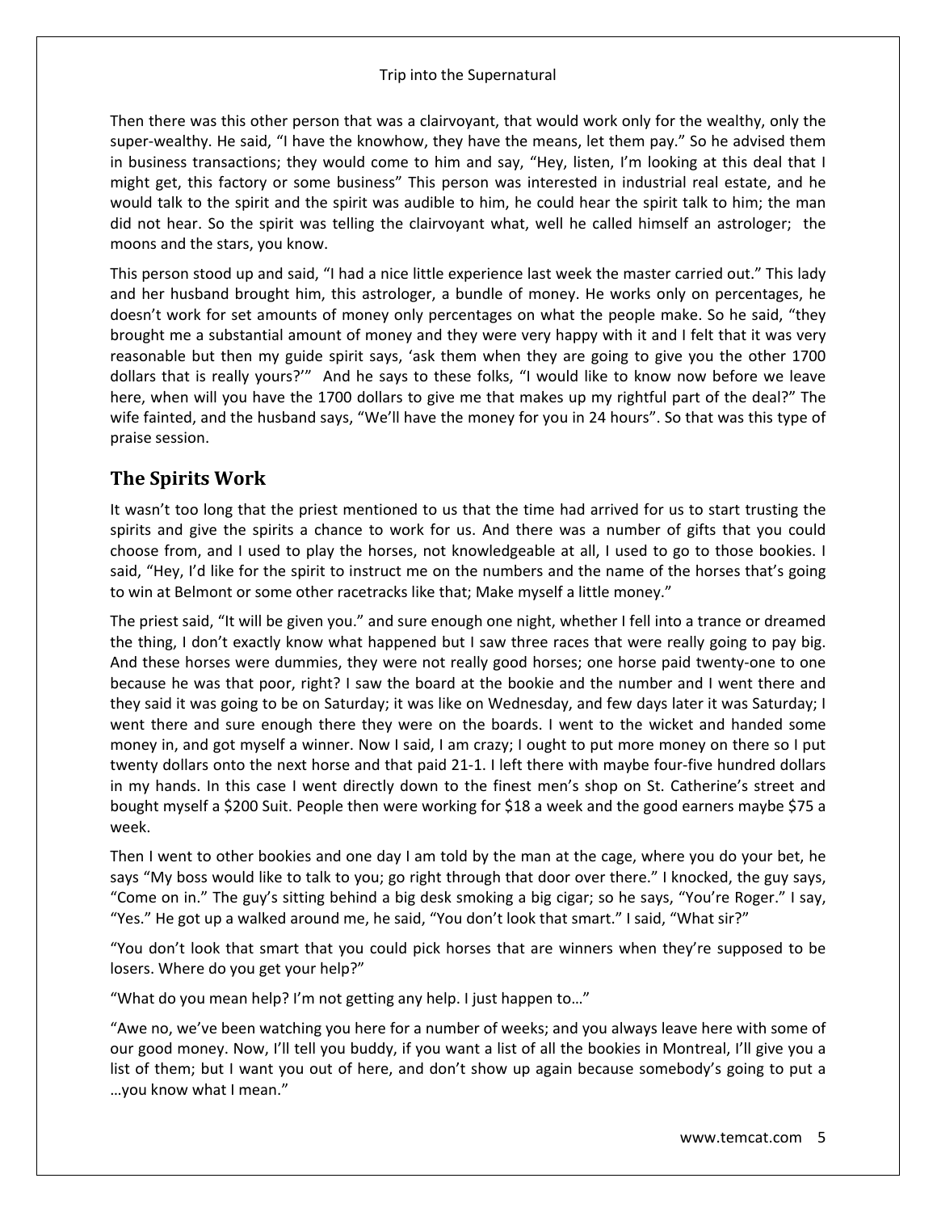Then there was this other person that was a clairvoyant, that would work only for the wealthy, only the super-wealthy. He said, "I have the knowhow, they have the means, let them pay." So he advised them in business transactions; they would come to him and say, "Hey, listen, I'm looking at this deal that I might get, this factory or some business" This person was interested in industrial real estate, and he would talk to the spirit and the spirit was audible to him, he could hear the spirit talk to him; the man did not hear. So the spirit was telling the clairvoyant what, well he called himself an astrologer; the moons and the stars, you know.

This person stood up and said, "I had a nice little experience last week the master carried out." This lady and her husband brought him, this astrologer, a bundle of money. He works only on percentages, he doesn't work for set amounts of money only percentages on what the people make. So he said, "they brought me a substantial amount of money and they were very happy with it and I felt that it was very reasonable but then my guide spirit says, 'ask them when they are going to give you the other 1700 dollars that is really yours?'" And he says to these folks, "I would like to know now before we leave here, when will you have the 1700 dollars to give me that makes up my rightful part of the deal?" The wife fainted, and the husband says, "We'll have the money for you in 24 hours". So that was this type of praise session.

## The Spirits Work

It wasn't too long that the priest mentioned to us that the time had arrived for us to start trusting the spirits and give the spirits a chance to work for us. And there was a number of gifts that you could choose from, and I used to play the horses, not knowledgeable at all, I used to go to those bookies. I said, "Hey, I'd like for the spirit to instruct me on the numbers and the name of the horses that's going to win at Belmont or some other racetracks like that; Make myself a little money."

The priest said, "It will be given you." and sure enough one night, whether I fell into a trance or dreamed the thing, I don't exactly know what happened but I saw three races that were really going to pay big. And these horses were dummies, they were not really good horses; one horse paid twenty-one to one because he was that poor, right? I saw the board at the bookie and the number and I went there and they said it was going to be on Saturday; it was like on Wednesday, and few days later it was Saturday; I went there and sure enough there they were on the boards. I went to the wicket and handed some money in, and got myself a winner. Now I said, I am crazy; I ought to put more money on there so I put twenty dollars onto the next horse and that paid 21-1. I left there with maybe four-five hundred dollars in my hands. In this case I went directly down to the finest men's shop on St. Catherine's street and bought myself a $200 Suit. People then were working for $18 a week and the good earners maybe $75 a week.

Then I went to other bookies and one day I am told by the man at the cage, where you do your bet, he says "My boss would like to talk to you; go right through that door over there." I knocked, the guy says, "Come on in." The guy's sitting behind a big desk smoking a big cigar; so he says, "You're Roger." I say, "Yes." He got up a walked around me, he said, "You don't look that smart." I said, "What sir?"

"You don't look that smart that you could pick horses that are winners when they're supposed to be losers. Where do you get your help?"

"What do you mean help? I'm not getting any help. I just happen to…"

"Awe no, we've been watching you here for a number of weeks; and you always leave here with some of our good money. Now, I'll tell you buddy, if you want a list of all the bookies in Montreal, I'll give you a list of them; but I want you out of here, and don't show up again because somebody's going to put a …you know what I mean."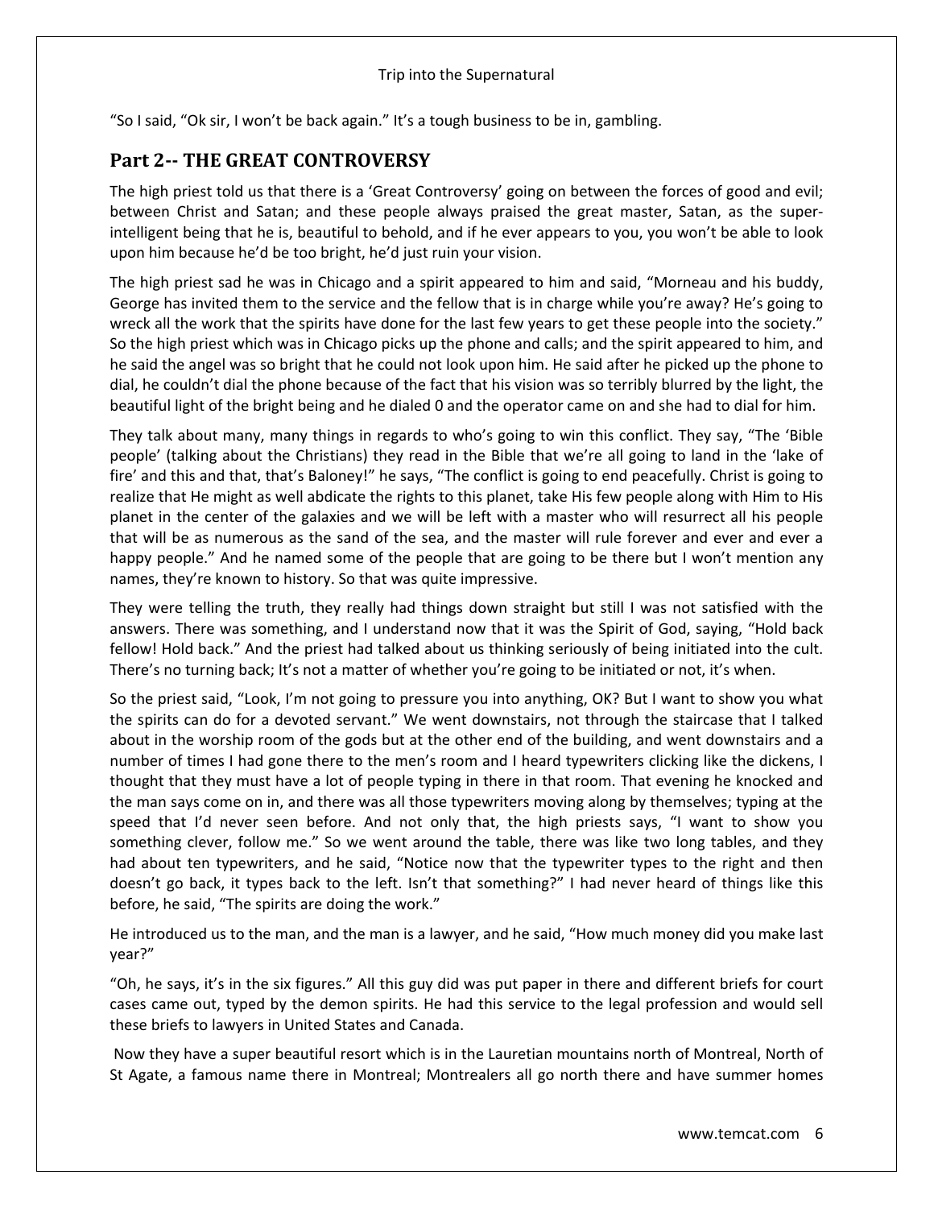"So I said, "Ok sir, I won't be back again." It's a tough business to be in, gambling.

## Part 2-- THE GREAT CONTROVERSY

The high priest told us that there is a 'Great Controversy' going on between the forces of good and evil; between Christ and Satan; and these people always praised the great master, Satan, as the super-intelligent being that he is, beautiful to behold, and if he ever appears to you, you won't be able to look upon him because he'd be too bright, he'd just ruin your vision.

The high priest sad he was in Chicago and a spirit appeared to him and said, "Morneau and his buddy, George has invited them to the service and the fellow that is in charge while you're away? He's going to wreck all the work that the spirits have done for the last few years to get these people into the society." So the high priest which was in Chicago picks up the phone and calls; and the spirit appeared to him, and he said the angel was so bright that he could not look upon him. He said after he picked up the phone to dial, he couldn't dial the phone because of the fact that his vision was so terribly blurred by the light, the beautiful light of the bright being and he dialed 0 and the operator came on and she had to dial for him.

They talk about many, many things in regards to who's going to win this conflict. They say, "The 'Bible people' (talking about the Christians) they read in the Bible that we're all going to land in the 'lake of fire' and this and that, that's Baloney!" he says, "The conflict is going to end peacefully. Christ is going to realize that He might as well abdicate the rights to this planet, take His few people along with Him to His planet in the center of the galaxies and we will be left with a master who will resurrect all his people that will be as numerous as the sand of the sea, and the master will rule forever and ever and ever a happy people." And he named some of the people that are going to be there but I won't mention any names, they're known to history. So that was quite impressive.

They were telling the truth, they really had things down straight but still I was not satisfied with the answers. There was something, and I understand now that it was the Spirit of God, saying, "Hold back fellow! Hold back." And the priest had talked about us thinking seriously of being initiated into the cult. There's no turning back; It's not a matter of whether you're going to be initiated or not, it's when.

So the priest said, "Look, I'm not going to pressure you into anything, OK? But I want to show you what the spirits can do for a devoted servant." We went downstairs, not through the staircase that I talked about in the worship room of the gods but at the other end of the building, and went downstairs and a number of times I had gone there to the men's room and I heard typewriters clicking like the dickens, I thought that they must have a lot of people typing in there in that room. That evening he knocked and the man says come on in, and there was all those typewriters moving along by themselves; typing at the speed that I'd never seen before. And not only that, the high priests says, "I want to show you something clever, follow me." So we went around the table, there was like two long tables, and they had about ten typewriters, and he said, "Notice now that the typewriter types to the right and then doesn't go back, it types back to the left. Isn't that something?" I had never heard of things like this before, he said, "The spirits are doing the work."

He introduced us to the man, and the man is a lawyer, and he said, "How much money did you make last year?"

"Oh, he says, it's in the six figures." All this guy did was put paper in there and different briefs for court cases came out, typed by the demon spirits. He had this service to the legal profession and would sell these briefs to lawyers in United States and Canada.

Now they have a super beautiful resort which is in the Lauretian mountains north of Montreal, North of St Agate, a famous name there in Montreal; Montrealers all go north there and have summer homes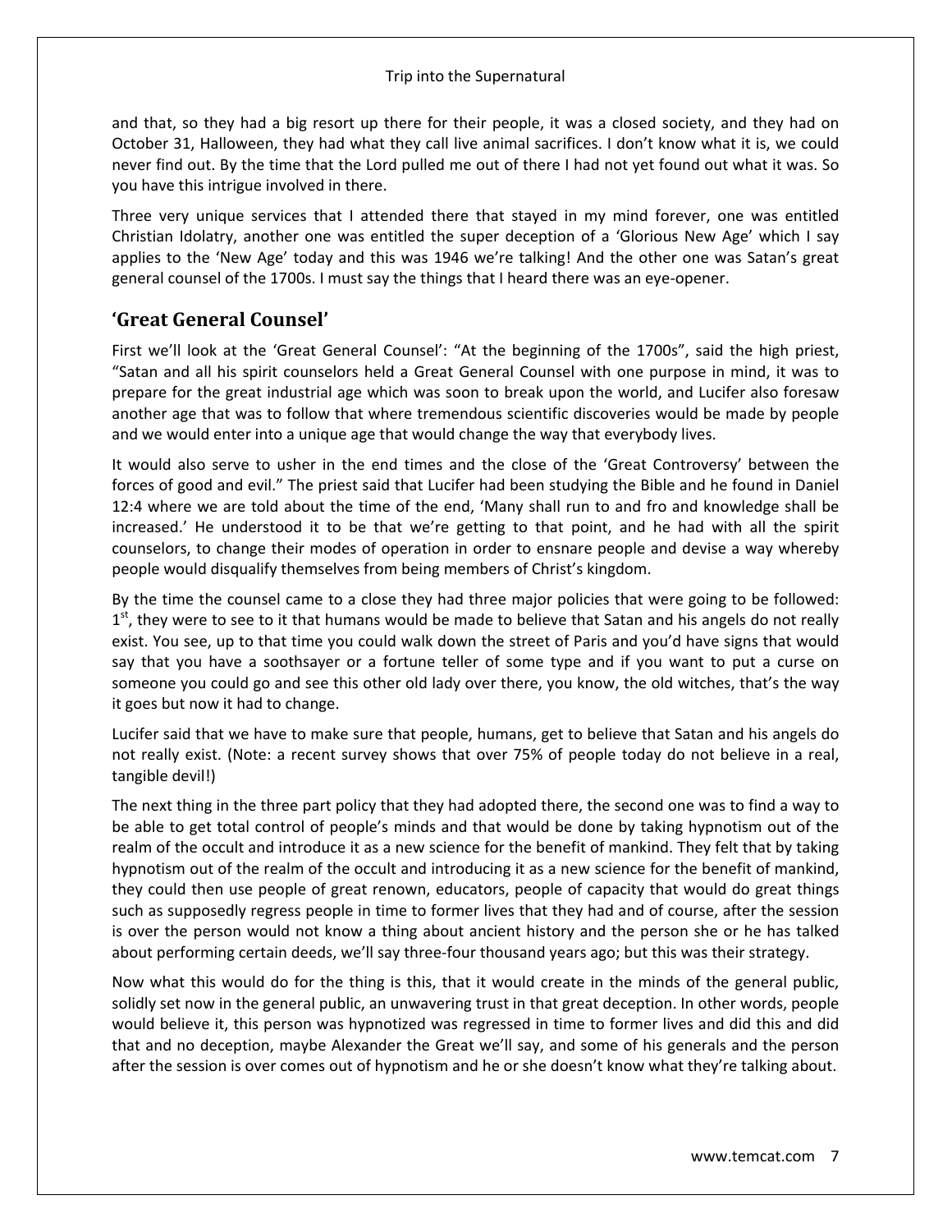and that, so they had a big resort up there for their people, it was a closed society, and they had on October 31, Halloween, they had what they call live animal sacrifices. I don't know what it is, we could never find out. By the time that the Lord pulled me out of there I had not yet found out what it was. So you have this intrigue involved in there.

Three very unique services that I attended there that stayed in my mind forever, one was entitled Christian Idolatry, another one was entitled the super deception of a 'Glorious New Age' which I say applies to the 'New Age' today and this was 1946 we're talking! And the other one was Satan's great general counsel of the 1700s. I must say the things that I heard there was an eye-opener.

## 'Great General Counsel'

First we'll look at the 'Great General Counsel': "At the beginning of the 1700s", said the high priest, "Satan and all his spirit counselors held a Great General Counsel with one purpose in mind, it was to prepare for the great industrial age which was soon to break upon the world, and Lucifer also foresaw another age that was to follow that where tremendous scientific discoveries would be made by people and we would enter into a unique age that would change the way that everybody lives.

It would also serve to usher in the end times and the close of the 'Great Controversy' between the forces of good and evil." The priest said that Lucifer had been studying the Bible and he found in Daniel 12:4 where we are told about the time of the end, 'Many shall run to and fro and knowledge shall be increased.' He understood it to be that we're getting to that point, and he had with all the spirit counselors, to change their modes of operation in order to ensnare people and devise a way whereby people would disqualify themselves from being members of Christ's kingdom.

By the time the counsel came to a close they had three major policies that were going to be followed: 1st, they were to see to it that humans would be made to believe that Satan and his angels do not really exist. You see, up to that time you could walk down the street of Paris and you'd have signs that would say that you have a soothsayer or a fortune teller of some type and if you want to put a curse on someone you could go and see this other old lady over there, you know, the old witches, that's the way it goes but now it had to change.

Lucifer said that we have to make sure that people, humans, get to believe that Satan and his angels do not really exist. (Note: a recent survey shows that over 75% of people today do not believe in a real, tangible devil!)

The next thing in the three part policy that they had adopted there, the second one was to find a way to be able to get total control of people's minds and that would be done by taking hypnotism out of the realm of the occult and introduce it as a new science for the benefit of mankind. They felt that by taking hypnotism out of the realm of the occult and introducing it as a new science for the benefit of mankind, they could then use people of great renown, educators, people of capacity that would do great things such as supposedly regress people in time to former lives that they had and of course, after the session is over the person would not know a thing about ancient history and the person she or he has talked about performing certain deeds, we'll say three-four thousand years ago; but this was their strategy.

Now what this would do for the thing is this, that it would create in the minds of the general public, solidly set now in the general public, an unwavering trust in that great deception. In other words, people would believe it, this person was hypnotized was regressed in time to former lives and did this and did that and no deception, maybe Alexander the Great we'll say, and some of his generals and the person after the session is over comes out of hypnotism and he or she doesn't know what they're talking about.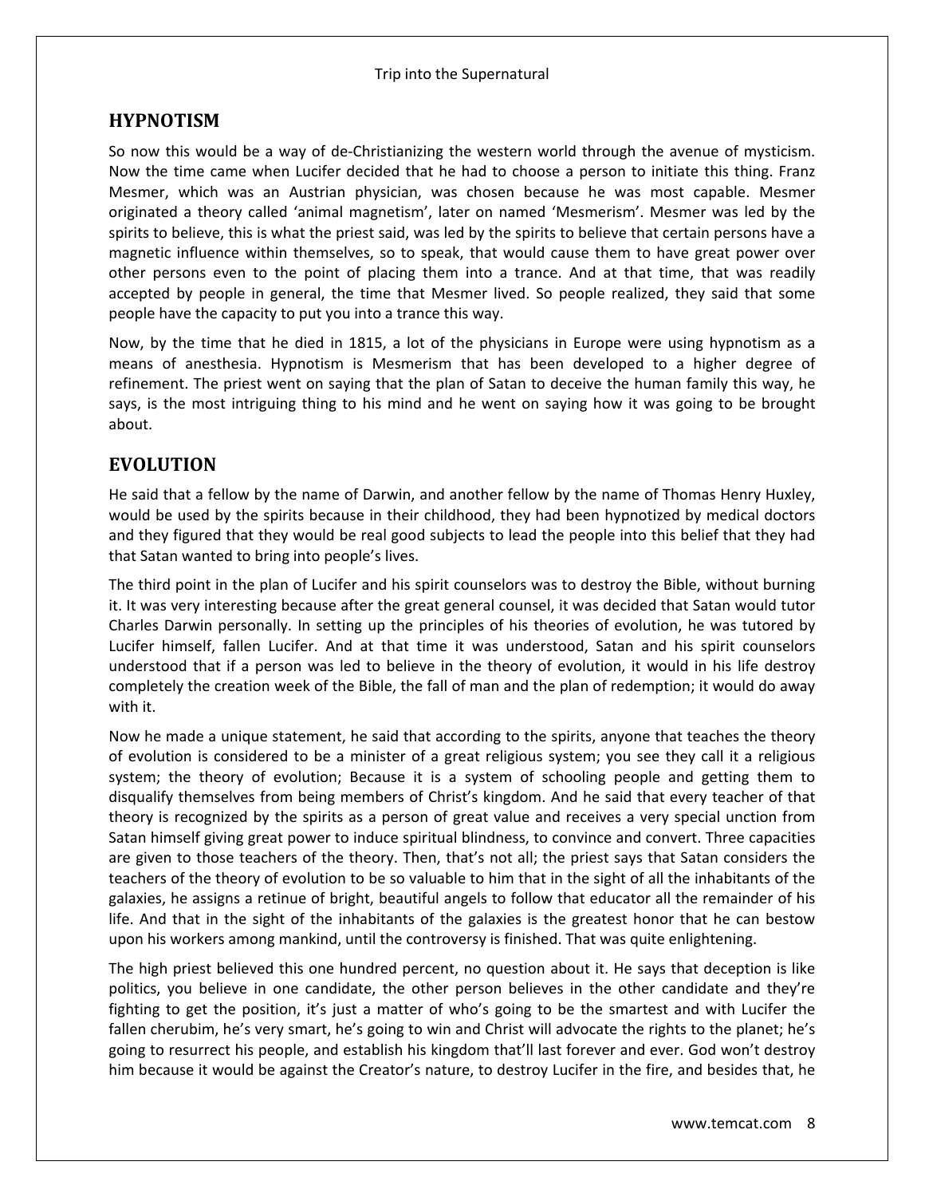## HYPNOTISM

So now this would be a way of de-Christianizing the western world through the avenue of mysticism. Now the time came when Lucifer decided that he had to choose a person to initiate this thing. Franz Mesmer, which was an Austrian physician, was chosen because he was most capable. Mesmer originated a theory called 'animal magnetism', later on named 'Mesmerism'. Mesmer was led by the spirits to believe, this is what the priest said, was led by the spirits to believe that certain persons have a magnetic influence within themselves, so to speak, that would cause them to have great power over other persons even to the point of placing them into a trance. And at that time, that was readily accepted by people in general, the time that Mesmer lived. So people realized, they said that some people have the capacity to put you into a trance this way.

Now, by the time that he died in 1815, a lot of the physicians in Europe were using hypnotism as a means of anesthesia. Hypnotism is Mesmerism that has been developed to a higher degree of refinement. The priest went on saying that the plan of Satan to deceive the human family this way, he says, is the most intriguing thing to his mind and he went on saying how it was going to be brought about.

## EVOLUTION

He said that a fellow by the name of Darwin, and another fellow by the name of Thomas Henry Huxley, would be used by the spirits because in their childhood, they had been hypnotized by medical doctors and they figured that they would be real good subjects to lead the people into this belief that they had that Satan wanted to bring into people's lives.

The third point in the plan of Lucifer and his spirit counselors was to destroy the Bible, without burning it. It was very interesting because after the great general counsel, it was decided that Satan would tutor Charles Darwin personally. In setting up the principles of his theories of evolution, he was tutored by Lucifer himself, fallen Lucifer. And at that time it was understood, Satan and his spirit counselors understood that if a person was led to believe in the theory of evolution, it would in his life destroy completely the creation week of the Bible, the fall of man and the plan of redemption; it would do away with it.

Now he made a unique statement, he said that according to the spirits, anyone that teaches the theory of evolution is considered to be a minister of a great religious system; you see they call it a religious system; the theory of evolution; Because it is a system of schooling people and getting them to disqualify themselves from being members of Christ's kingdom. And he said that every teacher of that theory is recognized by the spirits as a person of great value and receives a very special unction from Satan himself giving great power to induce spiritual blindness, to convince and convert. Three capacities are given to those teachers of the theory. Then, that's not all; the priest says that Satan considers the teachers of the theory of evolution to be so valuable to him that in the sight of all the inhabitants of the galaxies, he assigns a retinue of bright, beautiful angels to follow that educator all the remainder of his life. And that in the sight of the inhabitants of the galaxies is the greatest honor that he can bestow upon his workers among mankind, until the controversy is finished. That was quite enlightening.

The high priest believed this one hundred percent, no question about it. He says that deception is like politics, you believe in one candidate, the other person believes in the other candidate and they're fighting to get the position, it's just a matter of who's going to be the smartest and with Lucifer the fallen cherubim, he's very smart, he's going to win and Christ will advocate the rights to the planet; he's going to resurrect his people, and establish his kingdom that'll last forever and ever. God won't destroy him because it would be against the Creator's nature, to destroy Lucifer in the fire, and besides that, he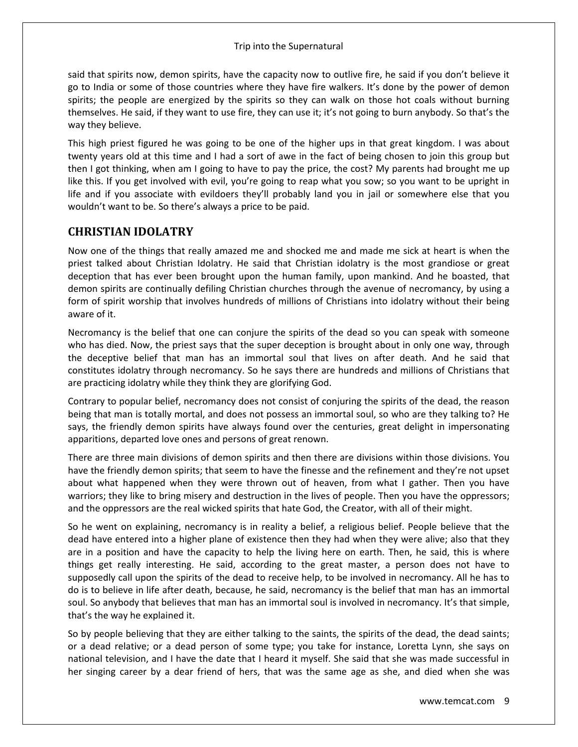said that spirits now, demon spirits, have the capacity now to outlive fire, he said if you don't believe it go to India or some of those countries where they have fire walkers. It's done by the power of demon spirits; the people are energized by the spirits so they can walk on those hot coals without burning themselves. He said, if they want to use fire, they can use it; it's not going to burn anybody. So that's the way they believe.

This high priest figured he was going to be one of the higher ups in that great kingdom. I was about twenty years old at this time and I had a sort of awe in the fact of being chosen to join this group but then I got thinking, when am I going to have to pay the price, the cost? My parents had brought me up like this. If you get involved with evil, you're going to reap what you sow; so you want to be upright in life and if you associate with evildoers they'll probably land you in jail or somewhere else that you wouldn't want to be. So there's always a price to be paid.

## CHRISTIAN IDOLATRY

Now one of the things that really amazed me and shocked me and made me sick at heart is when the priest talked about Christian Idolatry. He said that Christian idolatry is the most grandiose or great deception that has ever been brought upon the human family, upon mankind. And he boasted, that demon spirits are continually defiling Christian churches through the avenue of necromancy, by using a form of spirit worship that involves hundreds of millions of Christians into idolatry without their being aware of it.

Necromancy is the belief that one can conjure the spirits of the dead so you can speak with someone who has died. Now, the priest says that the super deception is brought about in only one way, through the deceptive belief that man has an immortal soul that lives on after death. And he said that constitutes idolatry through necromancy. So he says there are hundreds and millions of Christians that are practicing idolatry while they think they are glorifying God.

Contrary to popular belief, necromancy does not consist of conjuring the spirits of the dead, the reason being that man is totally mortal, and does not possess an immortal soul, so who are they talking to? He says, the friendly demon spirits have always found over the centuries, great delight in impersonating apparitions, departed love ones and persons of great renown.

There are three main divisions of demon spirits and then there are divisions within those divisions. You have the friendly demon spirits; that seem to have the finesse and the refinement and they're not upset about what happened when they were thrown out of heaven, from what I gather. Then you have warriors; they like to bring misery and destruction in the lives of people. Then you have the oppressors; and the oppressors are the real wicked spirits that hate God, the Creator, with all of their might.

So he went on explaining, necromancy is in reality a belief, a religious belief. People believe that the dead have entered into a higher plane of existence then they had when they were alive; also that they are in a position and have the capacity to help the living here on earth. Then, he said, this is where things get really interesting. He said, according to the great master, a person does not have to supposedly call upon the spirits of the dead to receive help, to be involved in necromancy. All he has to do is to believe in life after death, because, he said, necromancy is the belief that man has an immortal soul. So anybody that believes that man has an immortal soul is involved in necromancy. It's that simple, that's the way he explained it.

So by people believing that they are either talking to the saints, the spirits of the dead, the dead saints; or a dead relative; or a dead person of some type; you take for instance, Loretta Lynn, she says on national television, and I have the date that I heard it myself. She said that she was made successful in her singing career by a dear friend of hers, that was the same age as she, and died when she was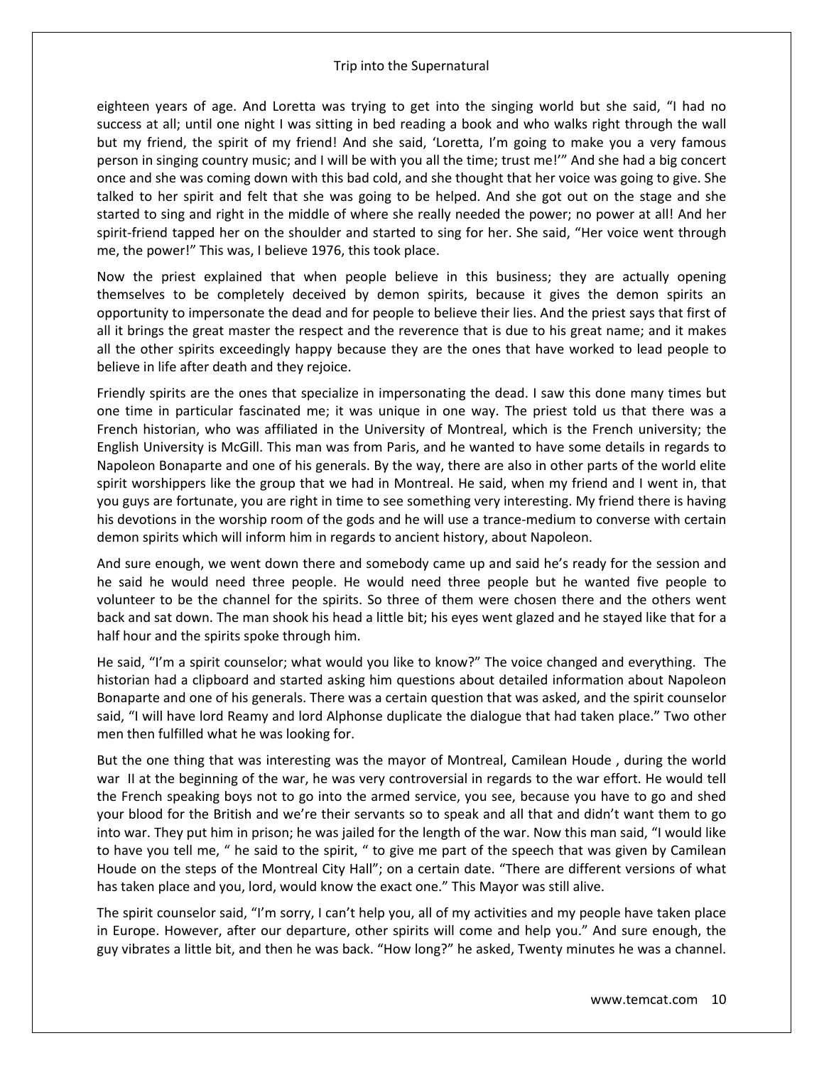eighteen years of age. And Loretta was trying to get into the singing world but she said, "I had no success at all; until one night I was sitting in bed reading a book and who walks right through the wall but my friend, the spirit of my friend! And she said, 'Loretta, I'm going to make you a very famous person in singing country music; and I will be with you all the time; trust me!'" And she had a big concert once and she was coming down with this bad cold, and she thought that her voice was going to give. She talked to her spirit and felt that she was going to be helped. And she got out on the stage and she started to sing and right in the middle of where she really needed the power; no power at all! And her spirit-friend tapped her on the shoulder and started to sing for her. She said, "Her voice went through me, the power!" This was, I believe 1976, this took place.

Now the priest explained that when people believe in this business; they are actually opening themselves to be completely deceived by demon spirits, because it gives the demon spirits an opportunity to impersonate the dead and for people to believe their lies. And the priest says that first of all it brings the great master the respect and the reverence that is due to his great name; and it makes all the other spirits exceedingly happy because they are the ones that have worked to lead people to believe in life after death and they rejoice.

Friendly spirits are the ones that specialize in impersonating the dead. I saw this done many times but one time in particular fascinated me; it was unique in one way. The priest told us that there was a French historian, who was affiliated in the University of Montreal, which is the French university; the English University is McGill. This man was from Paris, and he wanted to have some details in regards to Napoleon Bonaparte and one of his generals. By the way, there are also in other parts of the world elite spirit worshippers like the group that we had in Montreal. He said, when my friend and I went in, that you guys are fortunate, you are right in time to see something very interesting. My friend there is having his devotions in the worship room of the gods and he will use a trance-medium to converse with certain demon spirits which will inform him in regards to ancient history, about Napoleon.

And sure enough, we went down there and somebody came up and said he's ready for the session and he said he would need three people. He would need three people but he wanted five people to volunteer to be the channel for the spirits. So three of them were chosen there and the others went back and sat down. The man shook his head a little bit; his eyes went glazed and he stayed like that for a half hour and the spirits spoke through him.

He said, "I'm a spirit counselor; what would you like to know?" The voice changed and everything. The historian had a clipboard and started asking him questions about detailed information about Napoleon Bonaparte and one of his generals. There was a certain question that was asked, and the spirit counselor said, "I will have lord Reamy and lord Alphonse duplicate the dialogue that had taken place." Two other men then fulfilled what he was looking for.

But the one thing that was interesting was the mayor of Montreal, Camilean Houde , during the world war II at the beginning of the war, he was very controversial in regards to the war effort. He would tell the French speaking boys not to go into the armed service, you see, because you have to go and shed your blood for the British and we're their servants so to speak and all that and didn't want them to go into war. They put him in prison; he was jailed for the length of the war. Now this man said, "I would like to have you tell me, " he said to the spirit, " to give me part of the speech that was given by Camilean Houde on the steps of the Montreal City Hall"; on a certain date. "There are different versions of what has taken place and you, lord, would know the exact one." This Mayor was still alive.

The spirit counselor said, "I'm sorry, I can't help you, all of my activities and my people have taken place in Europe. However, after our departure, other spirits will come and help you." And sure enough, the guy vibrates a little bit, and then he was back. "How long?" he asked, Twenty minutes he was a channel.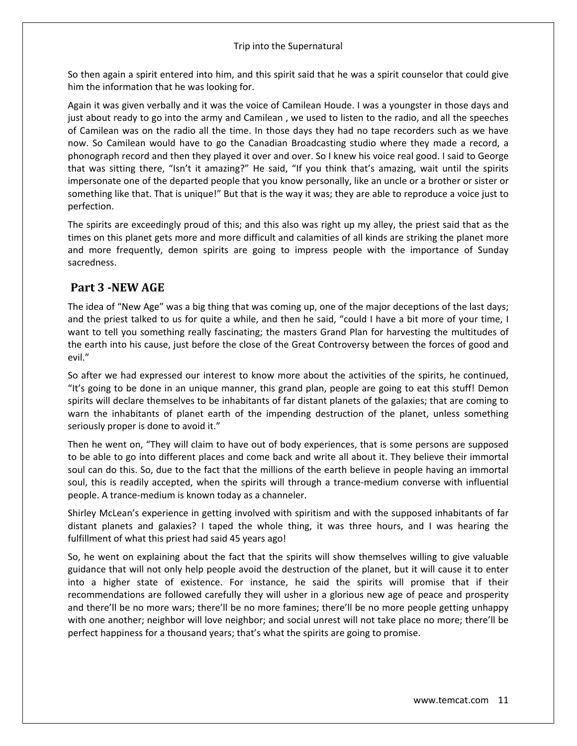So then again a spirit entered into him, and this spirit said that he was a spirit counselor that could give him the information that he was looking for.

Again it was given verbally and it was the voice of Camilean Houde. I was a youngster in those days and just about ready to go into the army and Camilean , we used to listen to the radio, and all the speeches of Camilean was on the radio all the time. In those days they had no tape recorders such as we have now. So Camilean would have to go the Canadian Broadcasting studio where they made a record, a phonograph record and then they played it over and over. So I knew his voice real good. I said to George that was sitting there, "Isn't it amazing?" He said, "If you think that's amazing, wait until the spirits impersonate one of the departed people that you know personally, like an uncle or a brother or sister or something like that. That is unique!" But that is the way it was; they are able to reproduce a voice just to perfection.

The spirits are exceedingly proud of this; and this also was right up my alley, the priest said that as the times on this planet gets more and more difficult and calamities of all kinds are striking the planet more and more frequently, demon spirits are going to impress people with the importance of Sunday sacredness.

## Part 3 -NEW AGE

The idea of "New Age" was a big thing that was coming up, one of the major deceptions of the last days; and the priest talked to us for quite a while, and then he said, "could I have a bit more of your time, I want to tell you something really fascinating; the masters Grand Plan for harvesting the multitudes of the earth into his cause, just before the close of the Great Controversy between the forces of good and evil."

So after we had expressed our interest to know more about the activities of the spirits, he continued, "It's going to be done in an unique manner, this grand plan, people are going to eat this stuff! Demon spirits will declare themselves to be inhabitants of far distant planets of the galaxies; that are coming to warn the inhabitants of planet earth of the impending destruction of the planet, unless something seriously proper is done to avoid it."

Then he went on, "They will claim to have out of body experiences, that is some persons are supposed to be able to go into different places and come back and write all about it. They believe their immortal soul can do this. So, due to the fact that the millions of the earth believe in people having an immortal soul, this is readily accepted, when the spirits will through a trance-medium converse with influential people. A trance-medium is known today as a channeler.

Shirley McLean's experience in getting involved with spiritism and with the supposed inhabitants of far distant planets and galaxies? I taped the whole thing, it was three hours, and I was hearing the fulfillment of what this priest had said 45 years ago!

So, he went on explaining about the fact that the spirits will show themselves willing to give valuable guidance that will not only help people avoid the destruction of the planet, but it will cause it to enter into a higher state of existence. For instance, he said the spirits will promise that if their recommendations are followed carefully they will usher in a glorious new age of peace and prosperity and there'll be no more wars; there'll be no more famines; there'll be no more people getting unhappy with one another; neighbor will love neighbor; and social unrest will not take place no more; there'll be perfect happiness for a thousand years; that's what the spirits are going to promise.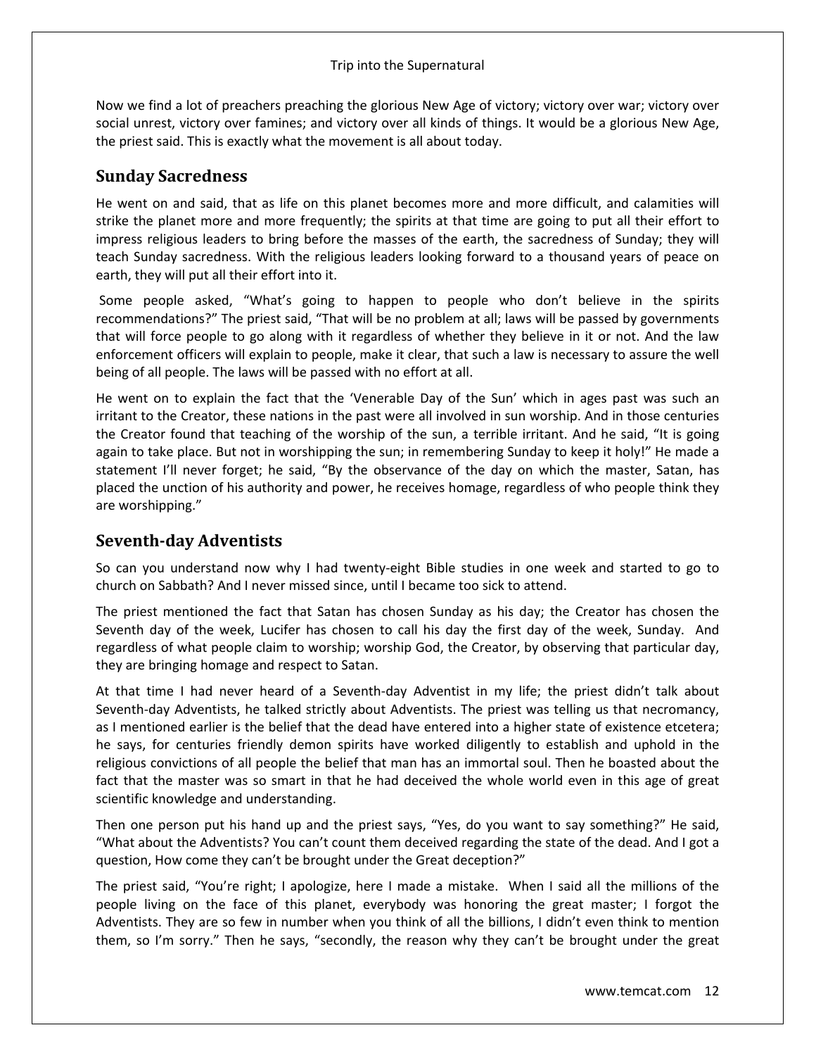Now we find a lot of preachers preaching the glorious New Age of victory; victory over war; victory over social unrest, victory over famines; and victory over all kinds of things. It would be a glorious New Age, the priest said. This is exactly what the movement is all about today.

## Sunday Sacredness

He went on and said, that as life on this planet becomes more and more difficult, and calamities will strike the planet more and more frequently; the spirits at that time are going to put all their effort to impress religious leaders to bring before the masses of the earth, the sacredness of Sunday; they will teach Sunday sacredness. With the religious leaders looking forward to a thousand years of peace on earth, they will put all their effort into it.

Some people asked, "What's going to happen to people who don't believe in the spirits recommendations?" The priest said, "That will be no problem at all; laws will be passed by governments that will force people to go along with it regardless of whether they believe in it or not. And the law enforcement officers will explain to people, make it clear, that such a law is necessary to assure the well being of all people. The laws will be passed with no effort at all.

He went on to explain the fact that the 'Venerable Day of the Sun' which in ages past was such an irritant to the Creator, these nations in the past were all involved in sun worship. And in those centuries the Creator found that teaching of the worship of the sun, a terrible irritant. And he said, "It is going again to take place. But not in worshipping the sun; in remembering Sunday to keep it holy!" He made a statement I'll never forget; he said, "By the observance of the day on which the master, Satan, has placed the unction of his authority and power, he receives homage, regardless of who people think they are worshipping."

## Seventh-day Adventists

So can you understand now why I had twenty-eight Bible studies in one week and started to go to church on Sabbath? And I never missed since, until I became too sick to attend.

The priest mentioned the fact that Satan has chosen Sunday as his day; the Creator has chosen the Seventh day of the week, Lucifer has chosen to call his day the first day of the week, Sunday. And regardless of what people claim to worship; worship God, the Creator, by observing that particular day, they are bringing homage and respect to Satan.

At that time I had never heard of a Seventh-day Adventist in my life; the priest didn't talk about Seventh-day Adventists, he talked strictly about Adventists. The priest was telling us that necromancy, as I mentioned earlier is the belief that the dead have entered into a higher state of existence etcetera; he says, for centuries friendly demon spirits have worked diligently to establish and uphold in the religious convictions of all people the belief that man has an immortal soul. Then he boasted about the fact that the master was so smart in that he had deceived the whole world even in this age of great scientific knowledge and understanding.

Then one person put his hand up and the priest says, "Yes, do you want to say something?" He said, "What about the Adventists? You can't count them deceived regarding the state of the dead. And I got a question, How come they can't be brought under the Great deception?"

The priest said, "You're right; I apologize, here I made a mistake. When I said all the millions of the people living on the face of this planet, everybody was honoring the great master; I forgot the Adventists. They are so few in number when you think of all the billions, I didn't even think to mention them, so I'm sorry." Then he says, "secondly, the reason why they can't be brought under the great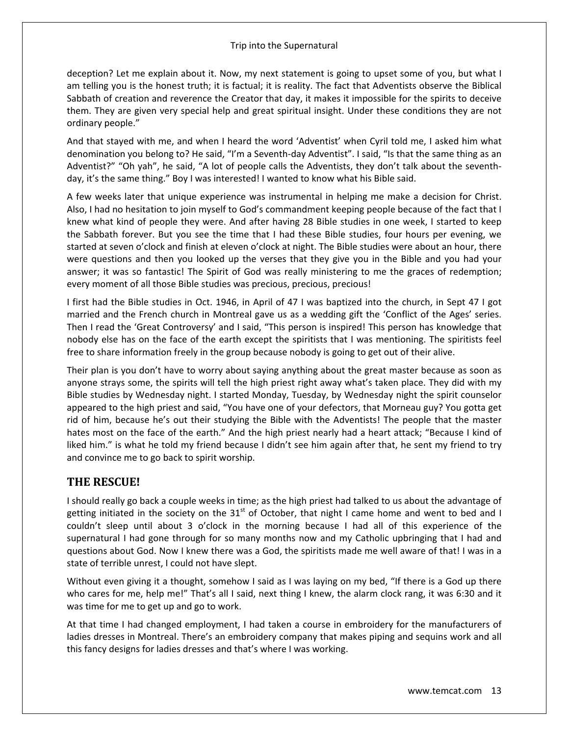deception? Let me explain about it. Now, my next statement is going to upset some of you, but what I am telling you is the honest truth; it is factual; it is reality. The fact that Adventists observe the Biblical Sabbath of creation and reverence the Creator that day, it makes it impossible for the spirits to deceive them. They are given very special help and great spiritual insight. Under these conditions they are not ordinary people."

And that stayed with me, and when I heard the word 'Adventist' when Cyril told me, I asked him what denomination you belong to? He said, "I'm a Seventh-day Adventist". I said, "Is that the same thing as an Adventist?" "Oh yah", he said, "A lot of people calls the Adventists, they don't talk about the seventh-day, it's the same thing." Boy I was interested! I wanted to know what his Bible said.

A few weeks later that unique experience was instrumental in helping me make a decision for Christ. Also, I had no hesitation to join myself to God's commandment keeping people because of the fact that I knew what kind of people they were. And after having 28 Bible studies in one week, I started to keep the Sabbath forever. But you see the time that I had these Bible studies, four hours per evening, we started at seven o'clock and finish at eleven o'clock at night. The Bible studies were about an hour, there were questions and then you looked up the verses that they give you in the Bible and you had your answer; it was so fantastic! The Spirit of God was really ministering to me the graces of redemption; every moment of all those Bible studies was precious, precious, precious!

I first had the Bible studies in Oct. 1946, in April of 47 I was baptized into the church, in Sept 47 I got married and the French church in Montreal gave us as a wedding gift the 'Conflict of the Ages' series. Then I read the 'Great Controversy' and I said, "This person is inspired! This person has knowledge that nobody else has on the face of the earth except the spiritists that I was mentioning. The spiritists feel free to share information freely in the group because nobody is going to get out of their alive.

Their plan is you don't have to worry about saying anything about the great master because as soon as anyone strays some, the spirits will tell the high priest right away what's taken place. They did with my Bible studies by Wednesday night. I started Monday, Tuesday, by Wednesday night the spirit counselor appeared to the high priest and said, "You have one of your defectors, that Morneau guy? You gotta get rid of him, because he's out their studying the Bible with the Adventists! The people that the master hates most on the face of the earth." And the high priest nearly had a heart attack; "Because I kind of liked him." is what he told my friend because I didn't see him again after that, he sent my friend to try and convince me to go back to spirit worship.

## THE RESCUE!

I should really go back a couple weeks in time; as the high priest had talked to us about the advantage of getting initiated in the society on the 31st of October, that night I came home and went to bed and I couldn't sleep until about 3 o'clock in the morning because I had all of this experience of the supernatural I had gone through for so many months now and my Catholic upbringing that I had and questions about God. Now I knew there was a God, the spiritists made me well aware of that! I was in a state of terrible unrest, I could not have slept.

Without even giving it a thought, somehow I said as I was laying on my bed, "If there is a God up there who cares for me, help me!" That's all I said, next thing I knew, the alarm clock rang, it was 6:30 and it was time for me to get up and go to work.

At that time I had changed employment, I had taken a course in embroidery for the manufacturers of ladies dresses in Montreal. There's an embroidery company that makes piping and sequins work and all this fancy designs for ladies dresses and that's where I was working.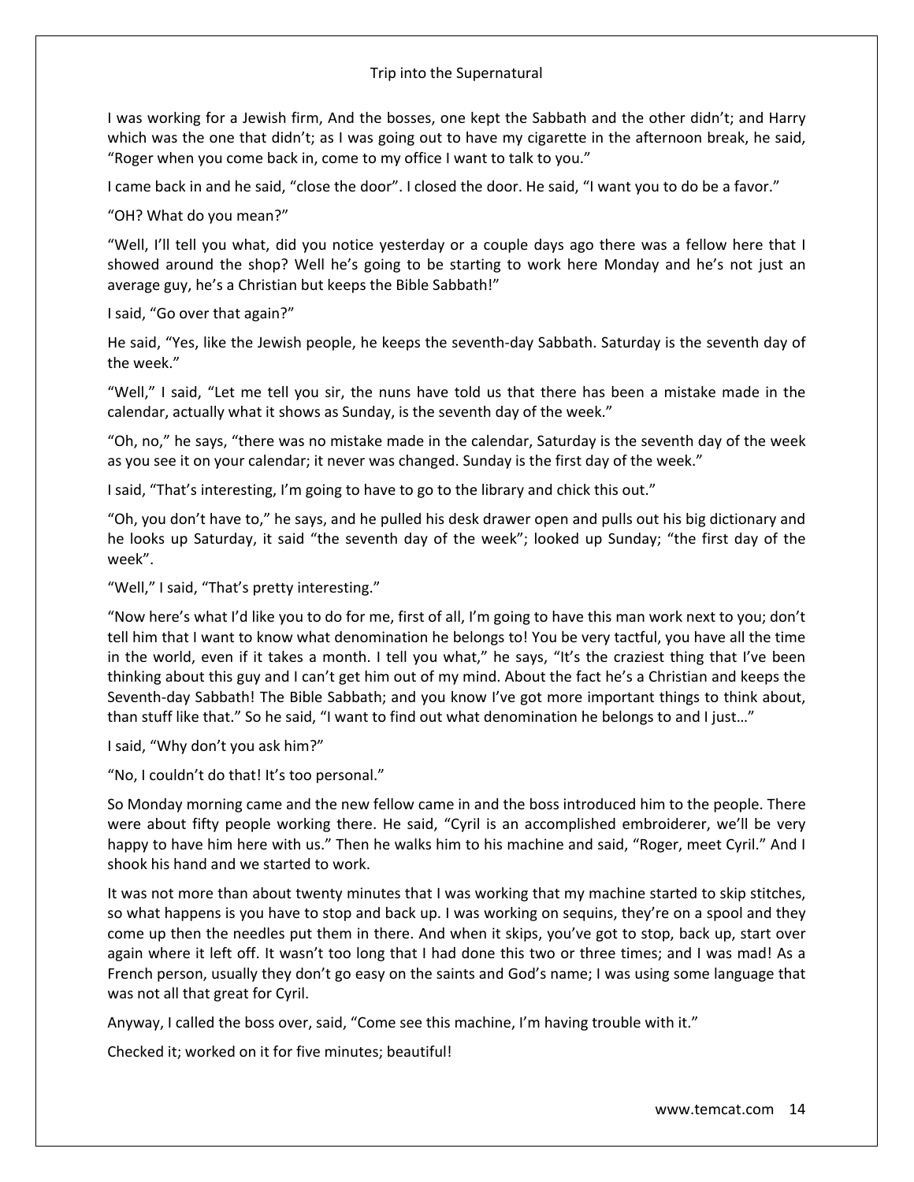I was working for a Jewish firm, And the bosses, one kept the Sabbath and the other didn't; and Harry which was the one that didn't; as I was going out to have my cigarette in the afternoon break, he said, "Roger when you come back in, come to my office I want to talk to you."

I came back in and he said, "close the door". I closed the door. He said, "I want you to do be a favor."

"OH? What do you mean?"

"Well, I'll tell you what, did you notice yesterday or a couple days ago there was a fellow here that I showed around the shop? Well he's going to be starting to work here Monday and he's not just an average guy, he's a Christian but keeps the Bible Sabbath!"

I said, "Go over that again?"

He said, "Yes, like the Jewish people, he keeps the seventh-day Sabbath. Saturday is the seventh day of the week."

"Well," I said, "Let me tell you sir, the nuns have told us that there has been a mistake made in the calendar, actually what it shows as Sunday, is the seventh day of the week."

"Oh, no," he says, "there was no mistake made in the calendar, Saturday is the seventh day of the week as you see it on your calendar; it never was changed. Sunday is the first day of the week."

I said, "That's interesting, I'm going to have to go to the library and chick this out."

"Oh, you don't have to," he says, and he pulled his desk drawer open and pulls out his big dictionary and he looks up Saturday, it said "the seventh day of the week"; looked up Sunday; "the first day of the week".

"Well," I said, "That's pretty interesting."

"Now here's what I'd like you to do for me, first of all, I'm going to have this man work next to you; don't tell him that I want to know what denomination he belongs to! You be very tactful, you have all the time in the world, even if it takes a month. I tell you what," he says, "It's the craziest thing that I've been thinking about this guy and I can't get him out of my mind. About the fact he's a Christian and keeps the Seventh-day Sabbath! The Bible Sabbath; and you know I've got more important things to think about, than stuff like that." So he said, "I want to find out what denomination he belongs to and I just…"

I said, "Why don't you ask him?"

"No, I couldn't do that! It's too personal."

So Monday morning came and the new fellow came in and the boss introduced him to the people. There were about fifty people working there. He said, "Cyril is an accomplished embroiderer, we'll be very happy to have him here with us." Then he walks him to his machine and said, "Roger, meet Cyril." And I shook his hand and we started to work.

It was not more than about twenty minutes that I was working that my machine started to skip stitches, so what happens is you have to stop and back up. I was working on sequins, they're on a spool and they come up then the needles put them in there. And when it skips, you've got to stop, back up, start over again where it left off. It wasn't too long that I had done this two or three times; and I was mad! As a French person, usually they don't go easy on the saints and God's name; I was using some language that was not all that great for Cyril.

Anyway, I called the boss over, said, "Come see this machine, I'm having trouble with it."

Checked it; worked on it for five minutes; beautiful!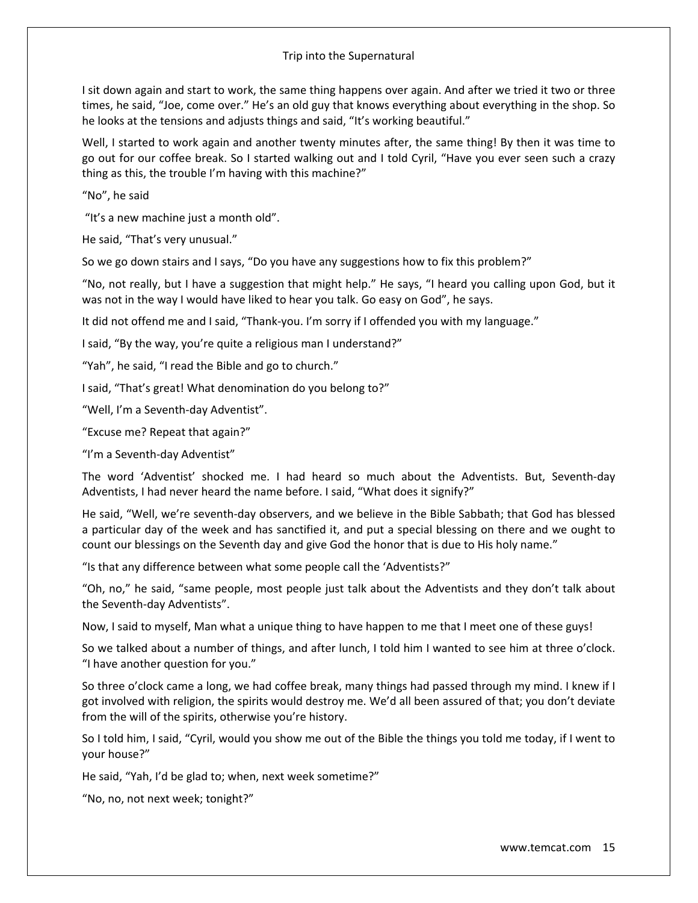I sit down again and start to work, the same thing happens over again. And after we tried it two or three times, he said, "Joe, come over." He's an old guy that knows everything about everything in the shop. So he looks at the tensions and adjusts things and said, "It's working beautiful."

Well, I started to work again and another twenty minutes after, the same thing! By then it was time to go out for our coffee break. So I started walking out and I told Cyril, "Have you ever seen such a crazy thing as this, the trouble I'm having with this machine?"

"No", he said

"It's a new machine just a month old".

He said, "That's very unusual."

So we go down stairs and I says, "Do you have any suggestions how to fix this problem?"

"No, not really, but I have a suggestion that might help." He says, "I heard you calling upon God, but it was not in the way I would have liked to hear you talk. Go easy on God", he says.

It did not offend me and I said, "Thank-you. I'm sorry if I offended you with my language."

I said, "By the way, you're quite a religious man I understand?"

"Yah", he said, "I read the Bible and go to church."

I said, "That's great! What denomination do you belong to?"

"Well, I'm a Seventh-day Adventist".

"Excuse me? Repeat that again?"

"I'm a Seventh-day Adventist"

The word 'Adventist' shocked me. I had heard so much about the Adventists. But, Seventh-day Adventists, I had never heard the name before. I said, "What does it signify?"

He said, "Well, we're seventh-day observers, and we believe in the Bible Sabbath; that God has blessed a particular day of the week and has sanctified it, and put a special blessing on there and we ought to count our blessings on the Seventh day and give God the honor that is due to His holy name."

"Is that any difference between what some people call the 'Adventists?"

"Oh, no," he said, "same people, most people just talk about the Adventists and they don't talk about the Seventh-day Adventists".

Now, I said to myself, Man what a unique thing to have happen to me that I meet one of these guys!

So we talked about a number of things, and after lunch, I told him I wanted to see him at three o'clock. "I have another question for you."

So three o'clock came a long, we had coffee break, many things had passed through my mind. I knew if I got involved with religion, the spirits would destroy me. We'd all been assured of that; you don't deviate from the will of the spirits, otherwise you're history.

So I told him, I said, "Cyril, would you show me out of the Bible the things you told me today, if I went to your house?"

He said, "Yah, I'd be glad to; when, next week sometime?"

"No, no, not next week; tonight?"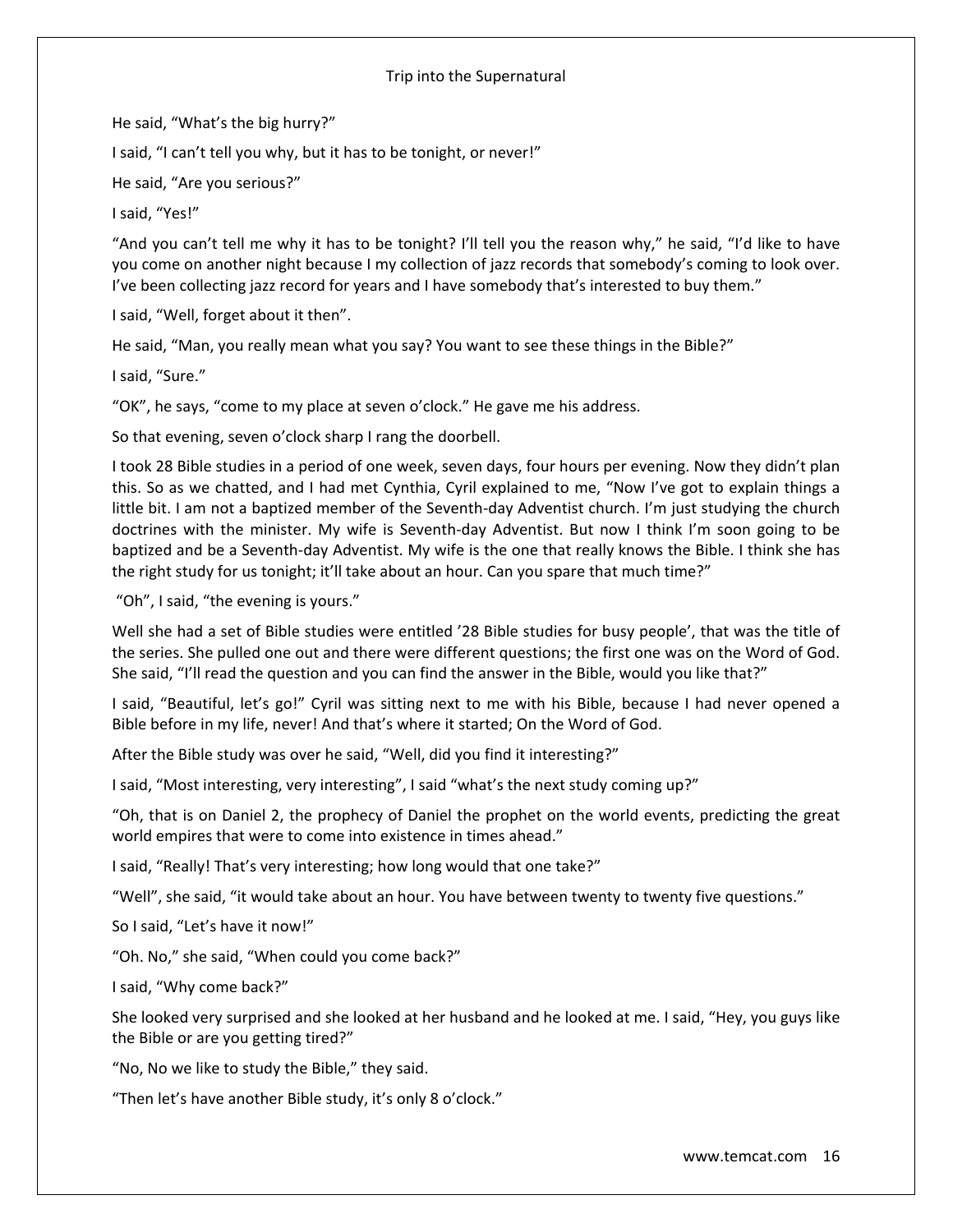He said, “What’s the big hurry?”

I said, “I can’t tell you why, but it has to be tonight, or never!”

He said, “Are you serious?”

I said, “Yes!”

“And you can’t tell me why it has to be tonight? I’ll tell you the reason why,” he said, “I’d like to have you come on another night because I my collection of jazz records that somebody’s coming to look over. I’ve been collecting jazz record for years and I have somebody that’s interested to buy them.”

I said, “Well, forget about it then”.

He said, “Man, you really mean what you say? You want to see these things in the Bible?”

I said, “Sure.”

“OK”, he says, “come to my place at seven o’clock.” He gave me his address.

So that evening, seven o’clock sharp I rang the doorbell.

I took 28 Bible studies in a period of one week, seven days, four hours per evening. Now they didn’t plan this. So as we chatted, and I had met Cynthia, Cyril explained to me, “Now I’ve got to explain things a little bit. I am not a baptized member of the Seventh-day Adventist church. I’m just studying the church doctrines with the minister. My wife is Seventh-day Adventist. But now I think I’m soon going to be baptized and be a Seventh-day Adventist. My wife is the one that really knows the Bible. I think she has the right study for us tonight; it’ll take about an hour. Can you spare that much time?”

“Oh”, I said, “the evening is yours.”

Well she had a set of Bible studies were entitled ’28 Bible studies for busy people’, that was the title of the series. She pulled one out and there were different questions; the first one was on the Word of God. She said, “I’ll read the question and you can find the answer in the Bible, would you like that?”

I said, “Beautiful, let’s go!” Cyril was sitting next to me with his Bible, because I had never opened a Bible before in my life, never! And that’s where it started; On the Word of God.

After the Bible study was over he said, “Well, did you find it interesting?”

I said, “Most interesting, very interesting”, I said “what’s the next study coming up?”

“Oh, that is on Daniel 2, the prophecy of Daniel the prophet on the world events, predicting the great world empires that were to come into existence in times ahead.”

I said, “Really! That’s very interesting; how long would that one take?”

“Well”, she said, “it would take about an hour. You have between twenty to twenty five questions.”

So I said, “Let’s have it now!”

“Oh. No,” she said, “When could you come back?”

I said, “Why come back?”

She looked very surprised and she looked at her husband and he looked at me. I said, “Hey, you guys like the Bible or are you getting tired?”

“No, No we like to study the Bible,” they said.

“Then let’s have another Bible study, it’s only 8 o’clock.”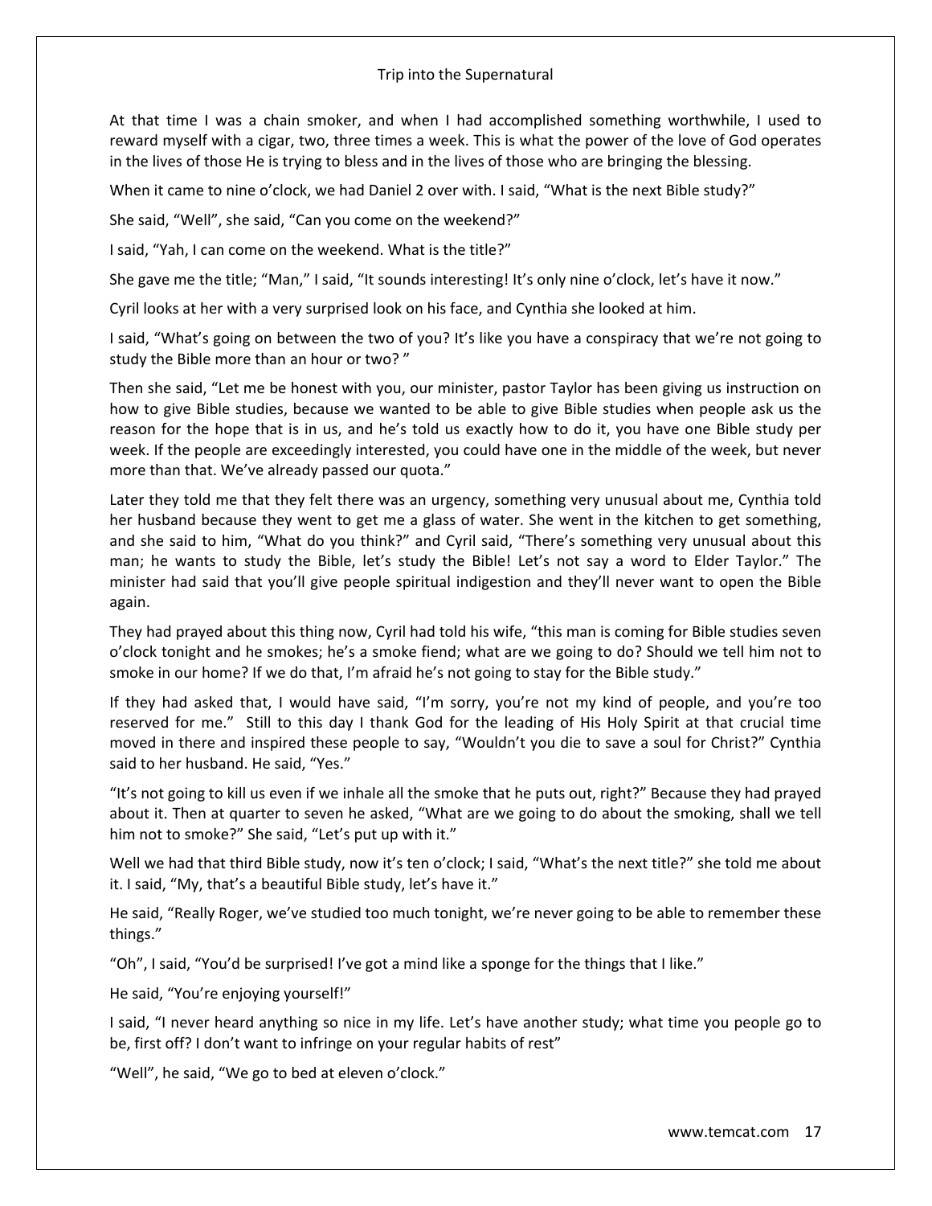At that time I was a chain smoker, and when I had accomplished something worthwhile, I used to reward myself with a cigar, two, three times a week. This is what the power of the love of God operates in the lives of those He is trying to bless and in the lives of those who are bringing the blessing.

When it came to nine o'clock, we had Daniel 2 over with. I said, "What is the next Bible study?"

She said, "Well", she said, "Can you come on the weekend?"

I said, "Yah, I can come on the weekend. What is the title?"

She gave me the title; "Man," I said, "It sounds interesting! It's only nine o'clock, let's have it now."

Cyril looks at her with a very surprised look on his face, and Cynthia she looked at him.

I said, "What's going on between the two of you? It's like you have a conspiracy that we're not going to study the Bible more than an hour or two? "

Then she said, "Let me be honest with you, our minister, pastor Taylor has been giving us instruction on how to give Bible studies, because we wanted to be able to give Bible studies when people ask us the reason for the hope that is in us, and he's told us exactly how to do it, you have one Bible study per week. If the people are exceedingly interested, you could have one in the middle of the week, but never more than that. We've already passed our quota."

Later they told me that they felt there was an urgency, something very unusual about me, Cynthia told her husband because they went to get me a glass of water. She went in the kitchen to get something, and she said to him, "What do you think?" and Cyril said, "There's something very unusual about this man; he wants to study the Bible, let's study the Bible! Let's not say a word to Elder Taylor." The minister had said that you'll give people spiritual indigestion and they'll never want to open the Bible again.

They had prayed about this thing now, Cyril had told his wife, "this man is coming for Bible studies seven o'clock tonight and he smokes; he's a smoke fiend; what are we going to do? Should we tell him not to smoke in our home? If we do that, I'm afraid he's not going to stay for the Bible study."

If they had asked that, I would have said, "I'm sorry, you're not my kind of people, and you're too reserved for me." Still to this day I thank God for the leading of His Holy Spirit at that crucial time moved in there and inspired these people to say, "Wouldn't you die to save a soul for Christ?" Cynthia said to her husband. He said, "Yes."

"It's not going to kill us even if we inhale all the smoke that he puts out, right?" Because they had prayed about it. Then at quarter to seven he asked, "What are we going to do about the smoking, shall we tell him not to smoke?" She said, "Let's put up with it."

Well we had that third Bible study, now it's ten o'clock; I said, "What's the next title?" she told me about it. I said, "My, that's a beautiful Bible study, let's have it."

He said, "Really Roger, we've studied too much tonight, we're never going to be able to remember these things."

"Oh", I said, "You'd be surprised! I've got a mind like a sponge for the things that I like."

He said, "You're enjoying yourself!"

I said, "I never heard anything so nice in my life. Let's have another study; what time you people go to be, first off? I don't want to infringe on your regular habits of rest"

"Well", he said, "We go to bed at eleven o'clock."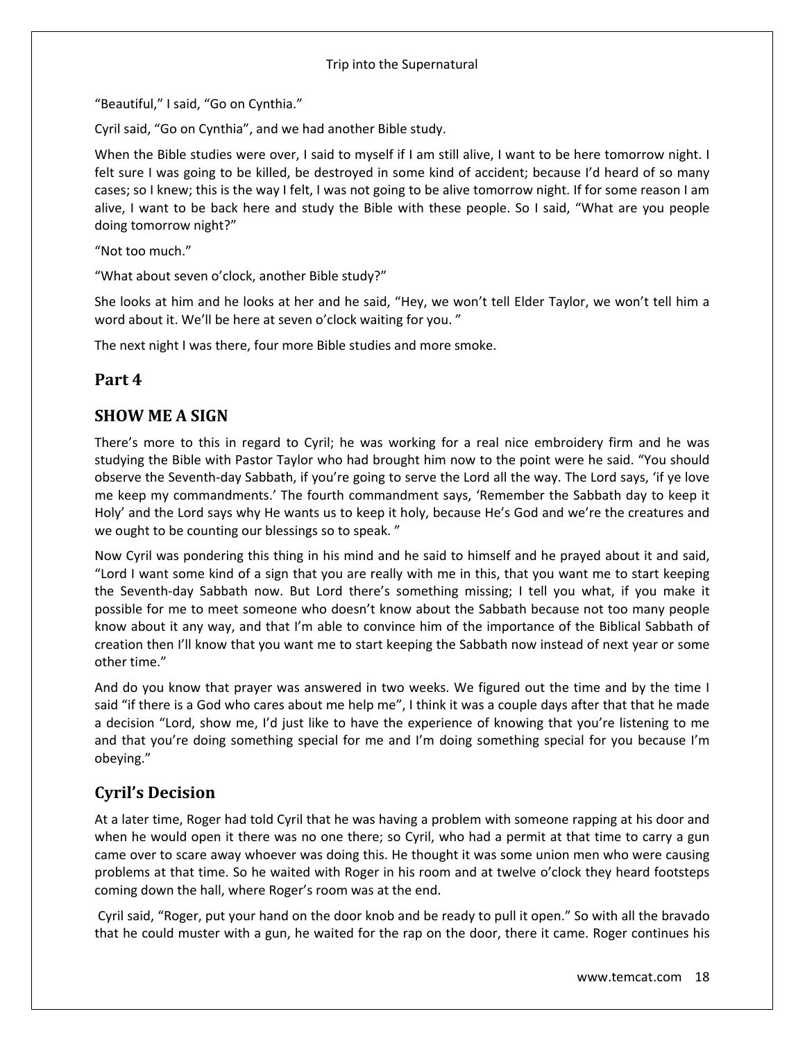“Beautiful,” I said, “Go on Cynthia.”

Cyril said, “Go on Cynthia”, and we had another Bible study.

When the Bible studies were over, I said to myself if I am still alive, I want to be here tomorrow night. I felt sure I was going to be killed, be destroyed in some kind of accident; because I’d heard of so many cases; so I knew; this is the way I felt, I was not going to be alive tomorrow night. If for some reason I am alive, I want to be back here and study the Bible with these people. So I said, “What are you people doing tomorrow night?”

“Not too much.”

“What about seven o’clock, another Bible study?”

She looks at him and he looks at her and he said, “Hey, we won’t tell Elder Taylor, we won’t tell him a word about it. We’ll be here at seven o’clock waiting for you. ”

The next night I was there, four more Bible studies and more smoke.

## Part 4

## SHOW ME A SIGN

There’s more to this in regard to Cyril; he was working for a real nice embroidery firm and he was studying the Bible with Pastor Taylor who had brought him now to the point were he said. “You should observe the Seventh-day Sabbath, if you’re going to serve the Lord all the way. The Lord says, ‘if ye love me keep my commandments.’ The fourth commandment says, ‘Remember the Sabbath day to keep it Holy’ and the Lord says why He wants us to keep it holy, because He’s God and we’re the creatures and we ought to be counting our blessings so to speak. ”

Now Cyril was pondering this thing in his mind and he said to himself and he prayed about it and said, “Lord I want some kind of a sign that you are really with me in this, that you want me to start keeping the Seventh-day Sabbath now. But Lord there’s something missing; I tell you what, if you make it possible for me to meet someone who doesn’t know about the Sabbath because not too many people know about it any way, and that I’m able to convince him of the importance of the Biblical Sabbath of creation then I’ll know that you want me to start keeping the Sabbath now instead of next year or some other time.”

And do you know that prayer was answered in two weeks. We figured out the time and by the time I said “if there is a God who cares about me help me”, I think it was a couple days after that that he made a decision “Lord, show me, I’d just like to have the experience of knowing that you’re listening to me and that you’re doing something special for me and I’m doing something special for you because I’m obeying.”

## Cyril’s Decision

At a later time, Roger had told Cyril that he was having a problem with someone rapping at his door and when he would open it there was no one there; so Cyril, who had a permit at that time to carry a gun came over to scare away whoever was doing this. He thought it was some union men who were causing problems at that time. So he waited with Roger in his room and at twelve o’clock they heard footsteps coming down the hall, where Roger’s room was at the end.

Cyril said, “Roger, put your hand on the door knob and be ready to pull it open.” So with all the bravado that he could muster with a gun, he waited for the rap on the door, there it came. Roger continues his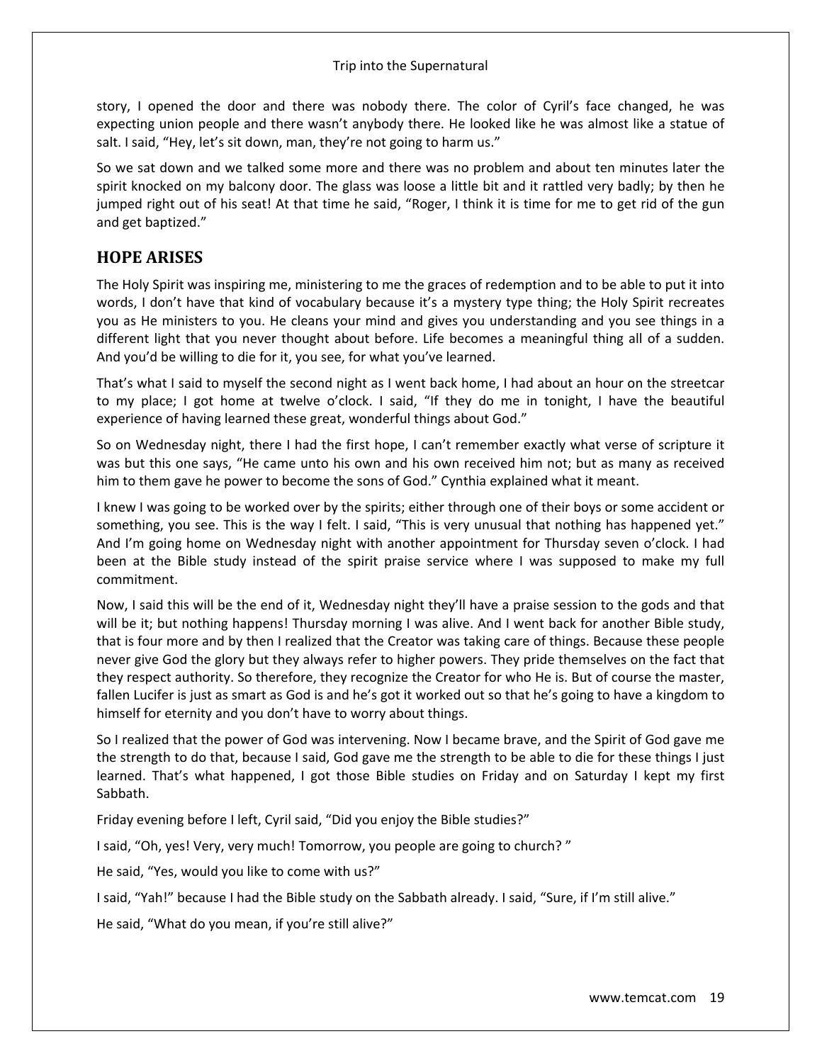story, I opened the door and there was nobody there. The color of Cyril's face changed, he was expecting union people and there wasn't anybody there. He looked like he was almost like a statue of salt. I said, "Hey, let's sit down, man, they're not going to harm us."

So we sat down and we talked some more and there was no problem and about ten minutes later the spirit knocked on my balcony door. The glass was loose a little bit and it rattled very badly; by then he jumped right out of his seat! At that time he said, "Roger, I think it is time for me to get rid of the gun and get baptized."

## HOPE ARISES

The Holy Spirit was inspiring me, ministering to me the graces of redemption and to be able to put it into words, I don't have that kind of vocabulary because it's a mystery type thing; the Holy Spirit recreates you as He ministers to you. He cleans your mind and gives you understanding and you see things in a different light that you never thought about before. Life becomes a meaningful thing all of a sudden. And you'd be willing to die for it, you see, for what you've learned.

That's what I said to myself the second night as I went back home, I had about an hour on the streetcar to my place; I got home at twelve o'clock. I said, "If they do me in tonight, I have the beautiful experience of having learned these great, wonderful things about God."

So on Wednesday night, there I had the first hope, I can't remember exactly what verse of scripture it was but this one says, "He came unto his own and his own received him not; but as many as received him to them gave he power to become the sons of God." Cynthia explained what it meant.

I knew I was going to be worked over by the spirits; either through one of their boys or some accident or something, you see. This is the way I felt. I said, "This is very unusual that nothing has happened yet." And I'm going home on Wednesday night with another appointment for Thursday seven o'clock. I had been at the Bible study instead of the spirit praise service where I was supposed to make my full commitment.

Now, I said this will be the end of it, Wednesday night they'll have a praise session to the gods and that will be it; but nothing happens! Thursday morning I was alive. And I went back for another Bible study, that is four more and by then I realized that the Creator was taking care of things. Because these people never give God the glory but they always refer to higher powers. They pride themselves on the fact that they respect authority. So therefore, they recognize the Creator for who He is. But of course the master, fallen Lucifer is just as smart as God is and he's got it worked out so that he's going to have a kingdom to himself for eternity and you don't have to worry about things.

So I realized that the power of God was intervening. Now I became brave, and the Spirit of God gave me the strength to do that, because I said, God gave me the strength to be able to die for these things I just learned. That's what happened, I got those Bible studies on Friday and on Saturday I kept my first Sabbath.

Friday evening before I left, Cyril said, "Did you enjoy the Bible studies?"

I said, "Oh, yes! Very, very much! Tomorrow, you people are going to church? "

He said, "Yes, would you like to come with us?"

I said, "Yah!" because I had the Bible study on the Sabbath already. I said, "Sure, if I'm still alive."

He said, "What do you mean, if you're still alive?"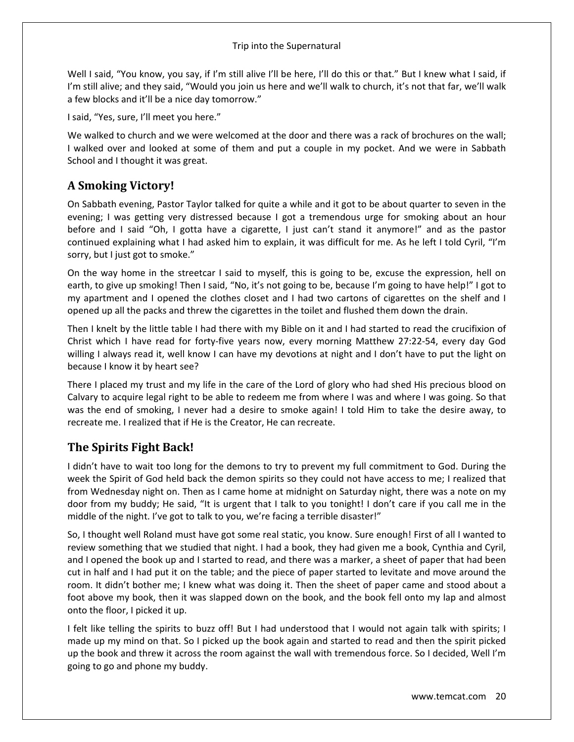Well I said, "You know, you say, if I'm still alive I'll be here, I'll do this or that." But I knew what I said, if I'm still alive; and they said, "Would you join us here and we'll walk to church, it's not that far, we'll walk a few blocks and it'll be a nice day tomorrow."

I said, "Yes, sure, I'll meet you here."

We walked to church and we were welcomed at the door and there was a rack of brochures on the wall; I walked over and looked at some of them and put a couple in my pocket. And we were in Sabbath School and I thought it was great.

## A Smoking Victory!

On Sabbath evening, Pastor Taylor talked for quite a while and it got to be about quarter to seven in the evening; I was getting very distressed because I got a tremendous urge for smoking about an hour before and I said "Oh, I gotta have a cigarette, I just can't stand it anymore!" and as the pastor continued explaining what I had asked him to explain, it was difficult for me. As he left I told Cyril, "I'm sorry, but I just got to smoke."

On the way home in the streetcar I said to myself, this is going to be, excuse the expression, hell on earth, to give up smoking! Then I said, "No, it's not going to be, because I'm going to have help!" I got to my apartment and I opened the clothes closet and I had two cartons of cigarettes on the shelf and I opened up all the packs and threw the cigarettes in the toilet and flushed them down the drain.

Then I knelt by the little table I had there with my Bible on it and I had started to read the crucifixion of Christ which I have read for forty-five years now, every morning Matthew 27:22-54, every day God willing I always read it, well know I can have my devotions at night and I don't have to put the light on because I know it by heart see?

There I placed my trust and my life in the care of the Lord of glory who had shed His precious blood on Calvary to acquire legal right to be able to redeem me from where I was and where I was going. So that was the end of smoking, I never had a desire to smoke again! I told Him to take the desire away, to recreate me. I realized that if He is the Creator, He can recreate.

## The Spirits Fight Back!

I didn't have to wait too long for the demons to try to prevent my full commitment to God. During the week the Spirit of God held back the demon spirits so they could not have access to me; I realized that from Wednesday night on. Then as I came home at midnight on Saturday night, there was a note on my door from my buddy; He said, "It is urgent that I talk to you tonight! I don't care if you call me in the middle of the night. I've got to talk to you, we're facing a terrible disaster!"

So, I thought well Roland must have got some real static, you know. Sure enough! First of all I wanted to review something that we studied that night. I had a book, they had given me a book, Cynthia and Cyril, and I opened the book up and I started to read, and there was a marker, a sheet of paper that had been cut in half and I had put it on the table; and the piece of paper started to levitate and move around the room. It didn't bother me; I knew what was doing it. Then the sheet of paper came and stood about a foot above my book, then it was slapped down on the book, and the book fell onto my lap and almost onto the floor, I picked it up.

I felt like telling the spirits to buzz off! But I had understood that I would not again talk with spirits; I made up my mind on that. So I picked up the book again and started to read and then the spirit picked up the book and threw it across the room against the wall with tremendous force. So I decided, Well I'm going to go and phone my buddy.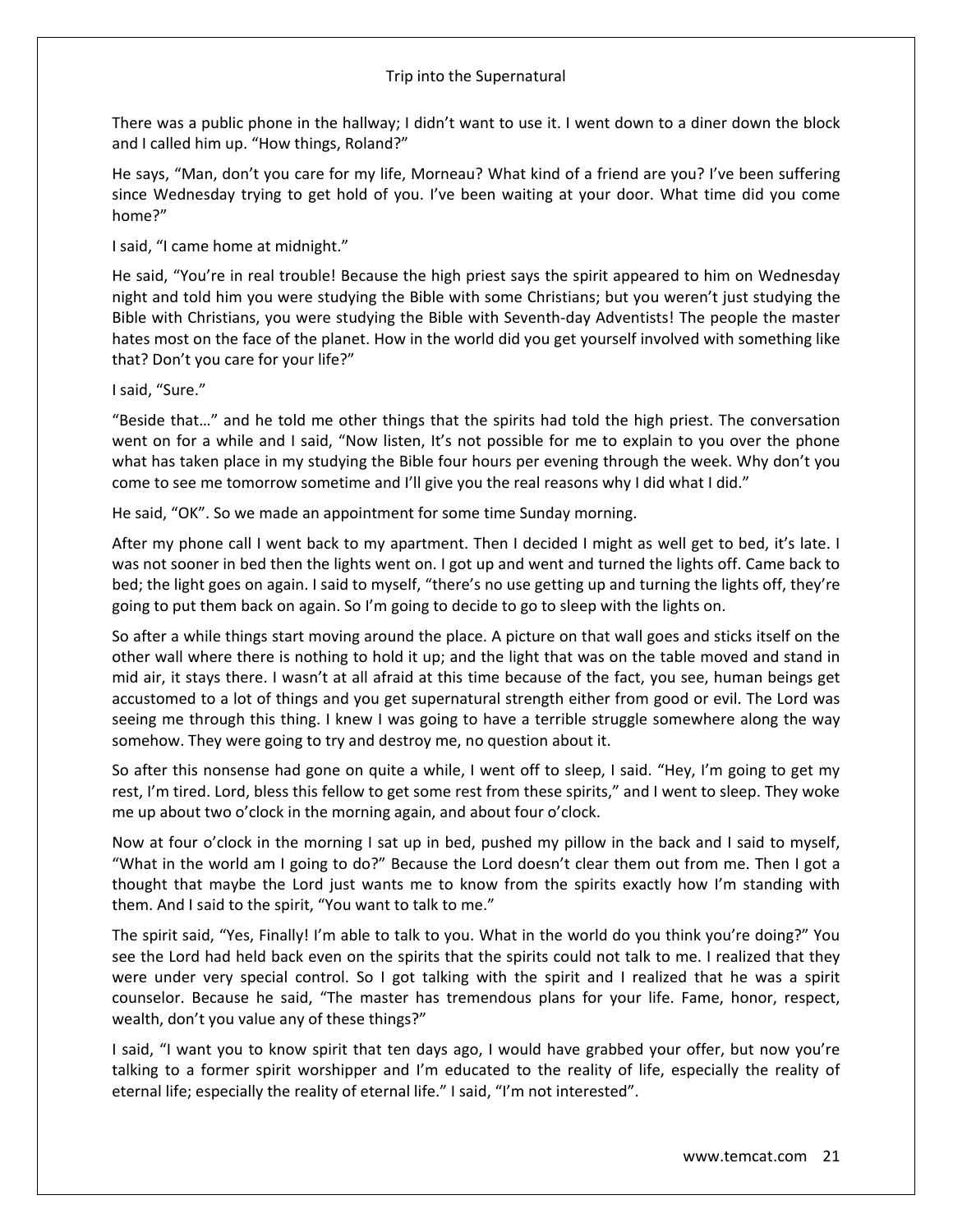There was a public phone in the hallway; I didn't want to use it. I went down to a diner down the block and I called him up. "How things, Roland?"

He says, "Man, don't you care for my life, Morneau? What kind of a friend are you? I've been suffering since Wednesday trying to get hold of you. I've been waiting at your door. What time did you come home?"

I said, "I came home at midnight."

He said, "You're in real trouble! Because the high priest says the spirit appeared to him on Wednesday night and told him you were studying the Bible with some Christians; but you weren't just studying the Bible with Christians, you were studying the Bible with Seventh-day Adventists! The people the master hates most on the face of the planet. How in the world did you get yourself involved with something like that? Don't you care for your life?"

I said, "Sure."

"Beside that…" and he told me other things that the spirits had told the high priest. The conversation went on for a while and I said, "Now listen, It's not possible for me to explain to you over the phone what has taken place in my studying the Bible four hours per evening through the week. Why don't you come to see me tomorrow sometime and I'll give you the real reasons why I did what I did."

He said, "OK". So we made an appointment for some time Sunday morning.

After my phone call I went back to my apartment. Then I decided I might as well get to bed, it's late. I was not sooner in bed then the lights went on. I got up and went and turned the lights off. Came back to bed; the light goes on again. I said to myself, "there's no use getting up and turning the lights off, they're going to put them back on again. So I'm going to decide to go to sleep with the lights on.

So after a while things start moving around the place. A picture on that wall goes and sticks itself on the other wall where there is nothing to hold it up; and the light that was on the table moved and stand in mid air, it stays there. I wasn't at all afraid at this time because of the fact, you see, human beings get accustomed to a lot of things and you get supernatural strength either from good or evil. The Lord was seeing me through this thing. I knew I was going to have a terrible struggle somewhere along the way somehow. They were going to try and destroy me, no question about it.

So after this nonsense had gone on quite a while, I went off to sleep, I said. "Hey, I'm going to get my rest, I'm tired. Lord, bless this fellow to get some rest from these spirits," and I went to sleep. They woke me up about two o'clock in the morning again, and about four o'clock.

Now at four o'clock in the morning I sat up in bed, pushed my pillow in the back and I said to myself, "What in the world am I going to do?" Because the Lord doesn't clear them out from me. Then I got a thought that maybe the Lord just wants me to know from the spirits exactly how I'm standing with them. And I said to the spirit, "You want to talk to me."

The spirit said, "Yes, Finally! I'm able to talk to you. What in the world do you think you're doing?" You see the Lord had held back even on the spirits that the spirits could not talk to me. I realized that they were under very special control. So I got talking with the spirit and I realized that he was a spirit counselor. Because he said, "The master has tremendous plans for your life. Fame, honor, respect, wealth, don't you value any of these things?"

I said, "I want you to know spirit that ten days ago, I would have grabbed your offer, but now you're talking to a former spirit worshipper and I'm educated to the reality of life, especially the reality of eternal life; especially the reality of eternal life." I said, "I'm not interested".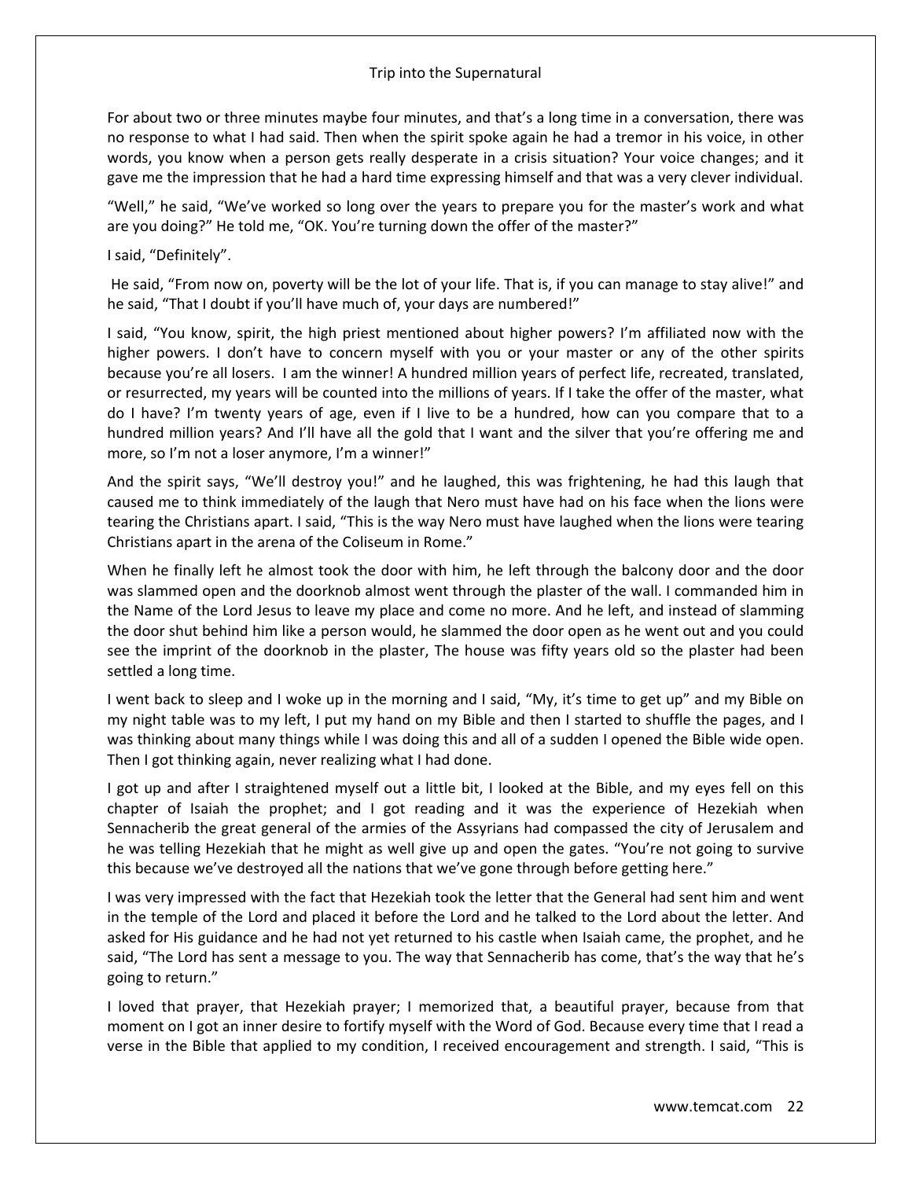For about two or three minutes maybe four minutes, and that's a long time in a conversation, there was no response to what I had said. Then when the spirit spoke again he had a tremor in his voice, in other words, you know when a person gets really desperate in a crisis situation? Your voice changes; and it gave me the impression that he had a hard time expressing himself and that was a very clever individual.

"Well," he said, "We've worked so long over the years to prepare you for the master's work and what are you doing?" He told me, "OK. You're turning down the offer of the master?"

I said, "Definitely".

He said, "From now on, poverty will be the lot of your life. That is, if you can manage to stay alive!" and he said, "That I doubt if you'll have much of, your days are numbered!"

I said, "You know, spirit, the high priest mentioned about higher powers? I'm affiliated now with the higher powers. I don't have to concern myself with you or your master or any of the other spirits because you're all losers. I am the winner! A hundred million years of perfect life, recreated, translated, or resurrected, my years will be counted into the millions of years. If I take the offer of the master, what do I have? I'm twenty years of age, even if I live to be a hundred, how can you compare that to a hundred million years? And I'll have all the gold that I want and the silver that you're offering me and more, so I'm not a loser anymore, I'm a winner!"

And the spirit says, "We'll destroy you!" and he laughed, this was frightening, he had this laugh that caused me to think immediately of the laugh that Nero must have had on his face when the lions were tearing the Christians apart. I said, "This is the way Nero must have laughed when the lions were tearing Christians apart in the arena of the Coliseum in Rome."

When he finally left he almost took the door with him, he left through the balcony door and the door was slammed open and the doorknob almost went through the plaster of the wall. I commanded him in the Name of the Lord Jesus to leave my place and come no more. And he left, and instead of slamming the door shut behind him like a person would, he slammed the door open as he went out and you could see the imprint of the doorknob in the plaster, The house was fifty years old so the plaster had been settled a long time.

I went back to sleep and I woke up in the morning and I said, "My, it's time to get up" and my Bible on my night table was to my left, I put my hand on my Bible and then I started to shuffle the pages, and I was thinking about many things while I was doing this and all of a sudden I opened the Bible wide open. Then I got thinking again, never realizing what I had done.

I got up and after I straightened myself out a little bit, I looked at the Bible, and my eyes fell on this chapter of Isaiah the prophet; and I got reading and it was the experience of Hezekiah when Sennacherib the great general of the armies of the Assyrians had compassed the city of Jerusalem and he was telling Hezekiah that he might as well give up and open the gates. "You're not going to survive this because we've destroyed all the nations that we've gone through before getting here."

I was very impressed with the fact that Hezekiah took the letter that the General had sent him and went in the temple of the Lord and placed it before the Lord and he talked to the Lord about the letter. And asked for His guidance and he had not yet returned to his castle when Isaiah came, the prophet, and he said, "The Lord has sent a message to you. The way that Sennacherib has come, that's the way that he's going to return."

I loved that prayer, that Hezekiah prayer; I memorized that, a beautiful prayer, because from that moment on I got an inner desire to fortify myself with the Word of God. Because every time that I read a verse in the Bible that applied to my condition, I received encouragement and strength. I said, "This is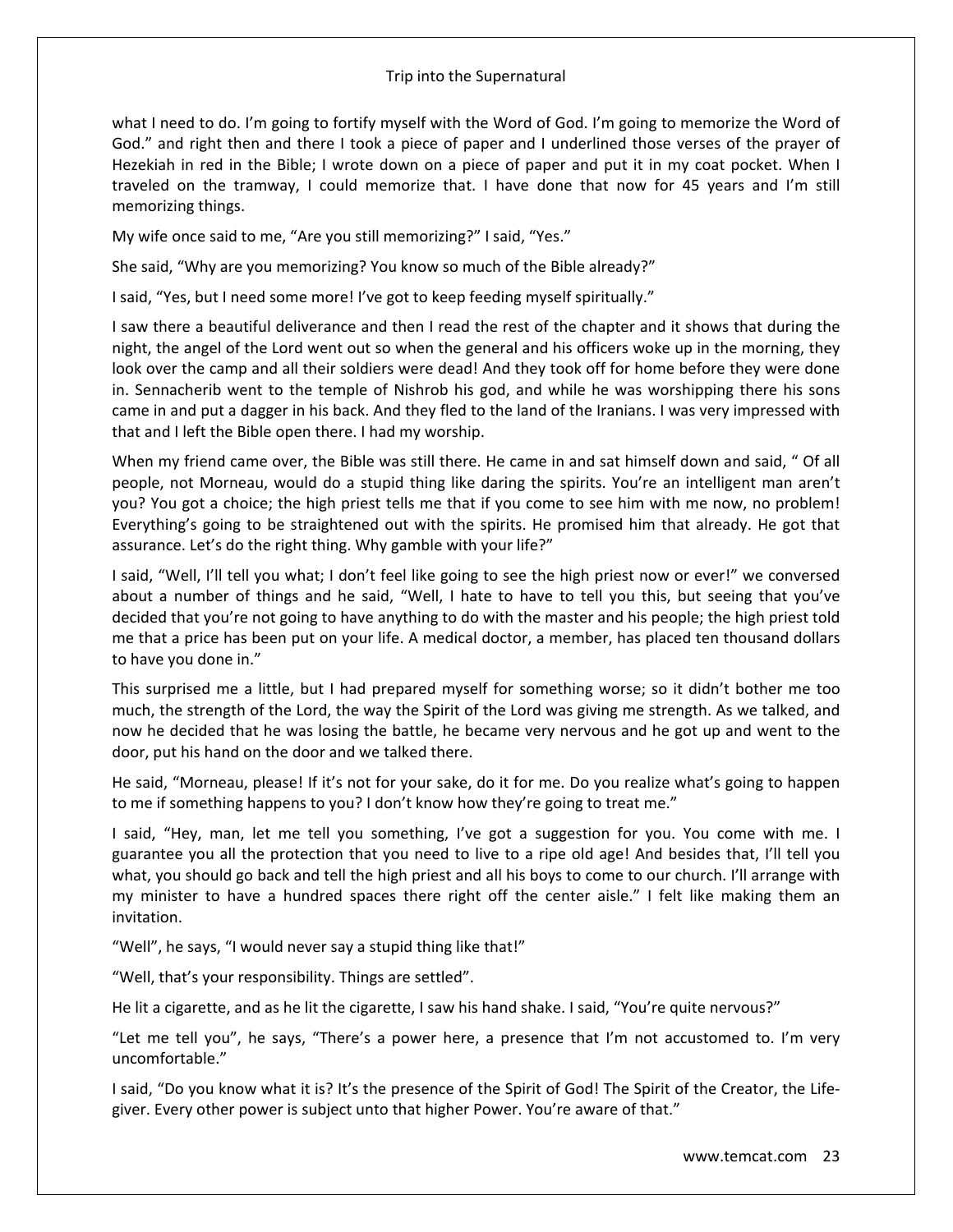what I need to do. I'm going to fortify myself with the Word of God. I'm going to memorize the Word of God." and right then and there I took a piece of paper and I underlined those verses of the prayer of Hezekiah in red in the Bible; I wrote down on a piece of paper and put it in my coat pocket. When I traveled on the tramway, I could memorize that. I have done that now for 45 years and I'm still memorizing things.

My wife once said to me, "Are you still memorizing?" I said, "Yes."

She said, "Why are you memorizing? You know so much of the Bible already?"

I said, "Yes, but I need some more! I've got to keep feeding myself spiritually."

I saw there a beautiful deliverance and then I read the rest of the chapter and it shows that during the night, the angel of the Lord went out so when the general and his officers woke up in the morning, they look over the camp and all their soldiers were dead! And they took off for home before they were done in. Sennacherib went to the temple of Nishrob his god, and while he was worshipping there his sons came in and put a dagger in his back. And they fled to the land of the Iranians. I was very impressed with that and I left the Bible open there. I had my worship.

When my friend came over, the Bible was still there. He came in and sat himself down and said, " Of all people, not Morneau, would do a stupid thing like daring the spirits. You're an intelligent man aren't you? You got a choice; the high priest tells me that if you come to see him with me now, no problem! Everything's going to be straightened out with the spirits. He promised him that already. He got that assurance. Let's do the right thing. Why gamble with your life?"

I said, "Well, I'll tell you what; I don't feel like going to see the high priest now or ever!" we conversed about a number of things and he said, "Well, I hate to have to tell you this, but seeing that you've decided that you're not going to have anything to do with the master and his people; the high priest told me that a price has been put on your life. A medical doctor, a member, has placed ten thousand dollars to have you done in."

This surprised me a little, but I had prepared myself for something worse; so it didn't bother me too much, the strength of the Lord, the way the Spirit of the Lord was giving me strength. As we talked, and now he decided that he was losing the battle, he became very nervous and he got up and went to the door, put his hand on the door and we talked there.

He said, "Morneau, please! If it's not for your sake, do it for me. Do you realize what's going to happen to me if something happens to you? I don't know how they're going to treat me."

I said, "Hey, man, let me tell you something, I've got a suggestion for you. You come with me. I guarantee you all the protection that you need to live to a ripe old age! And besides that, I'll tell you what, you should go back and tell the high priest and all his boys to come to our church. I'll arrange with my minister to have a hundred spaces there right off the center aisle." I felt like making them an invitation.

"Well", he says, "I would never say a stupid thing like that!"

"Well, that's your responsibility. Things are settled".

He lit a cigarette, and as he lit the cigarette, I saw his hand shake. I said, "You're quite nervous?"

"Let me tell you", he says, "There's a power here, a presence that I'm not accustomed to. I'm very uncomfortable."

I said, "Do you know what it is? It's the presence of the Spirit of God! The Spirit of the Creator, the Life-giver. Every other power is subject unto that higher Power. You're aware of that."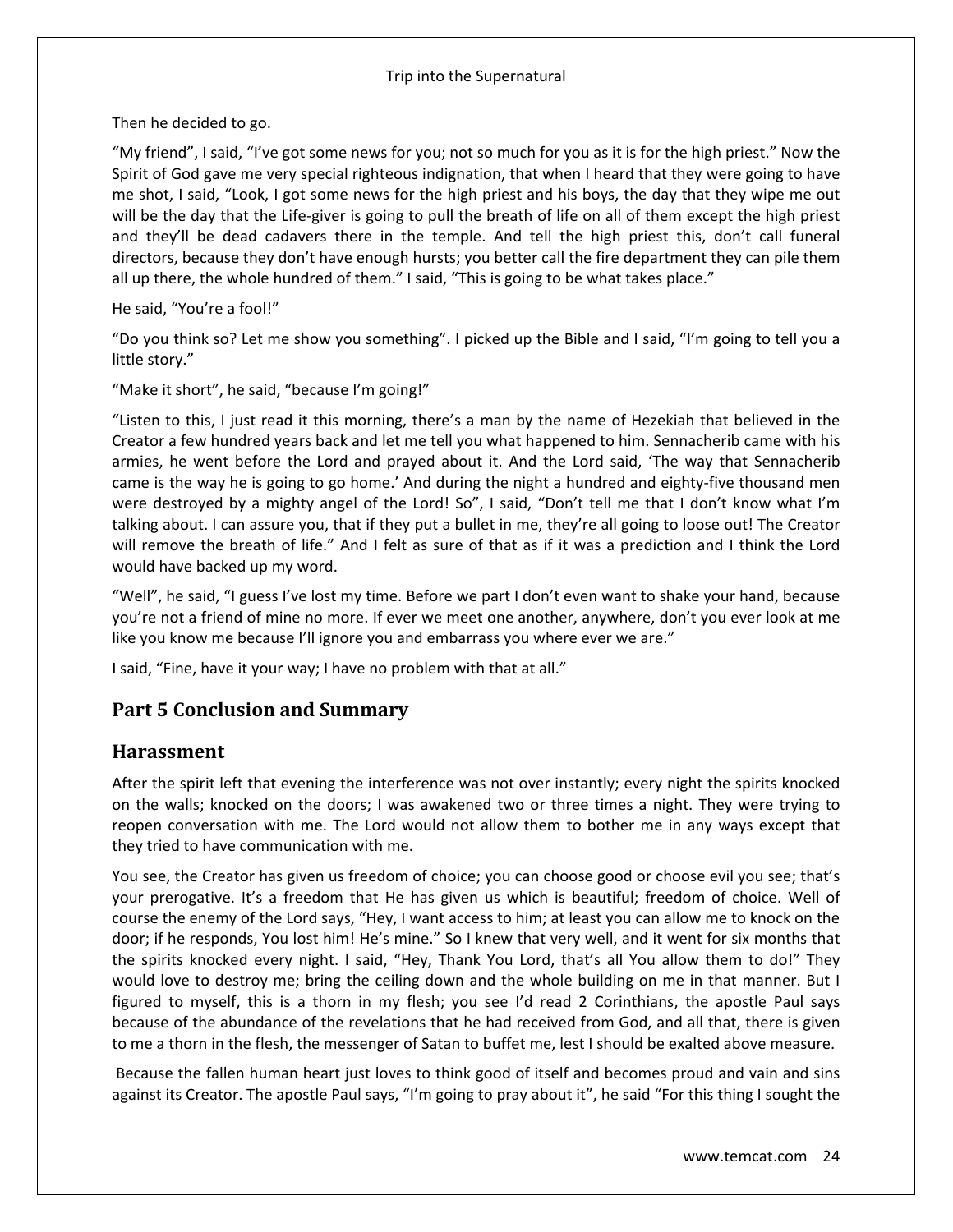Then he decided to go.

"My friend", I said, "I've got some news for you; not so much for you as it is for the high priest." Now the Spirit of God gave me very special righteous indignation, that when I heard that they were going to have me shot, I said, "Look, I got some news for the high priest and his boys, the day that they wipe me out will be the day that the Life-giver is going to pull the breath of life on all of them except the high priest and they'll be dead cadavers there in the temple. And tell the high priest this, don't call funeral directors, because they don't have enough hursts; you better call the fire department they can pile them all up there, the whole hundred of them." I said, "This is going to be what takes place."

He said, "You're a fool!"

"Do you think so? Let me show you something". I picked up the Bible and I said, "I'm going to tell you a little story."

"Make it short", he said, "because I'm going!"

"Listen to this, I just read it this morning, there's a man by the name of Hezekiah that believed in the Creator a few hundred years back and let me tell you what happened to him. Sennacherib came with his armies, he went before the Lord and prayed about it. And the Lord said, 'The way that Sennacherib came is the way he is going to go home.' And during the night a hundred and eighty-five thousand men were destroyed by a mighty angel of the Lord! So", I said, "Don't tell me that I don't know what I'm talking about. I can assure you, that if they put a bullet in me, they're all going to loose out! The Creator will remove the breath of life." And I felt as sure of that as if it was a prediction and I think the Lord would have backed up my word.

"Well", he said, "I guess I've lost my time. Before we part I don't even want to shake your hand, because you're not a friend of mine no more. If ever we meet one another, anywhere, don't you ever look at me like you know me because I'll ignore you and embarrass you where ever we are."

I said, "Fine, have it your way; I have no problem with that at all."

## Part 5 Conclusion and Summary

## Harassment

After the spirit left that evening the interference was not over instantly; every night the spirits knocked on the walls; knocked on the doors; I was awakened two or three times a night. They were trying to reopen conversation with me. The Lord would not allow them to bother me in any ways except that they tried to have communication with me.

You see, the Creator has given us freedom of choice; you can choose good or choose evil you see; that's your prerogative. It's a freedom that He has given us which is beautiful; freedom of choice. Well of course the enemy of the Lord says, "Hey, I want access to him; at least you can allow me to knock on the door; if he responds, You lost him! He's mine." So I knew that very well, and it went for six months that the spirits knocked every night. I said, "Hey, Thank You Lord, that's all You allow them to do!" They would love to destroy me; bring the ceiling down and the whole building on me in that manner. But I figured to myself, this is a thorn in my flesh; you see I'd read 2 Corinthians, the apostle Paul says because of the abundance of the revelations that he had received from God, and all that, there is given to me a thorn in the flesh, the messenger of Satan to buffet me, lest I should be exalted above measure.

Because the fallen human heart just loves to think good of itself and becomes proud and vain and sins against its Creator. The apostle Paul says, "I'm going to pray about it", he said "For this thing I sought the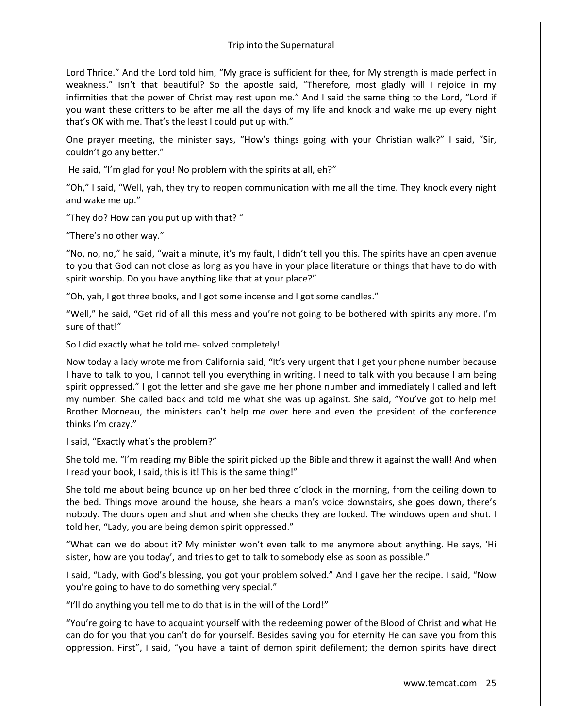Lord Thrice." And the Lord told him, "My grace is sufficient for thee, for My strength is made perfect in weakness." Isn't that beautiful? So the apostle said, "Therefore, most gladly will I rejoice in my infirmities that the power of Christ may rest upon me." And I said the same thing to the Lord, "Lord if you want these critters to be after me all the days of my life and knock and wake me up every night that's OK with me. That's the least I could put up with."

One prayer meeting, the minister says, "How's things going with your Christian walk?" I said, "Sir, couldn't go any better."

He said, "I'm glad for you! No problem with the spirits at all, eh?"

"Oh," I said, "Well, yah, they try to reopen communication with me all the time. They knock every night and wake me up."

"They do? How can you put up with that? "

"There's no other way."

"No, no, no," he said, "wait a minute, it's my fault, I didn't tell you this. The spirits have an open avenue to you that God can not close as long as you have in your place literature or things that have to do with spirit worship. Do you have anything like that at your place?"

"Oh, yah, I got three books, and I got some incense and I got some candles."

"Well," he said, "Get rid of all this mess and you're not going to be bothered with spirits any more. I'm sure of that!"

So I did exactly what he told me- solved completely!

Now today a lady wrote me from California said, "It's very urgent that I get your phone number because I have to talk to you, I cannot tell you everything in writing. I need to talk with you because I am being spirit oppressed." I got the letter and she gave me her phone number and immediately I called and left my number. She called back and told me what she was up against. She said, "You've got to help me! Brother Morneau, the ministers can't help me over here and even the president of the conference thinks I'm crazy."

I said, "Exactly what's the problem?"

She told me, "I'm reading my Bible the spirit picked up the Bible and threw it against the wall! And when I read your book, I said, this is it! This is the same thing!"

She told me about being bounce up on her bed three o'clock in the morning, from the ceiling down to the bed. Things move around the house, she hears a man's voice downstairs, she goes down, there's nobody. The doors open and shut and when she checks they are locked. The windows open and shut. I told her, "Lady, you are being demon spirit oppressed."

"What can we do about it? My minister won't even talk to me anymore about anything. He says, 'Hi sister, how are you today', and tries to get to talk to somebody else as soon as possible."

I said, "Lady, with God's blessing, you got your problem solved." And I gave her the recipe. I said, "Now you're going to have to do something very special."

"I'll do anything you tell me to do that is in the will of the Lord!"

"You're going to have to acquaint yourself with the redeeming power of the Blood of Christ and what He can do for you that you can't do for yourself. Besides saving you for eternity He can save you from this oppression. First", I said, "you have a taint of demon spirit defilement; the demon spirits have direct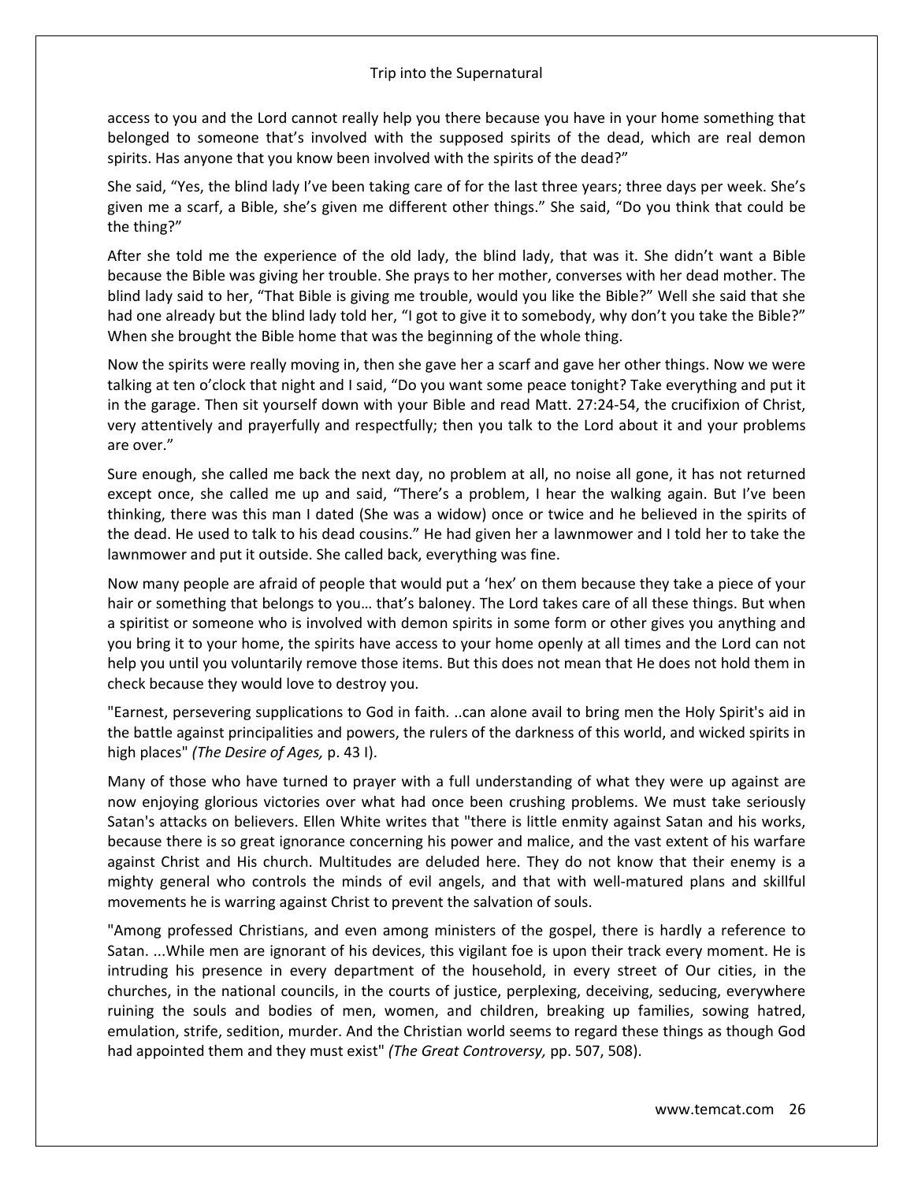access to you and the Lord cannot really help you there because you have in your home something that belonged to someone that's involved with the supposed spirits of the dead, which are real demon spirits. Has anyone that you know been involved with the spirits of the dead?"

She said, "Yes, the blind lady I've been taking care of for the last three years; three days per week. She's given me a scarf, a Bible, she's given me different other things." She said, "Do you think that could be the thing?"

After she told me the experience of the old lady, the blind lady, that was it. She didn't want a Bible because the Bible was giving her trouble. She prays to her mother, converses with her dead mother. The blind lady said to her, "That Bible is giving me trouble, would you like the Bible?" Well she said that she had one already but the blind lady told her, "I got to give it to somebody, why don't you take the Bible?" When she brought the Bible home that was the beginning of the whole thing.

Now the spirits were really moving in, then she gave her a scarf and gave her other things. Now we were talking at ten o'clock that night and I said, "Do you want some peace tonight? Take everything and put it in the garage. Then sit yourself down with your Bible and read Matt. 27:24-54, the crucifixion of Christ, very attentively and prayerfully and respectfully; then you talk to the Lord about it and your problems are over."

Sure enough, she called me back the next day, no problem at all, no noise all gone, it has not returned except once, she called me up and said, "There's a problem, I hear the walking again. But I've been thinking, there was this man I dated (She was a widow) once or twice and he believed in the spirits of the dead. He used to talk to his dead cousins." He had given her a lawnmower and I told her to take the lawnmower and put it outside. She called back, everything was fine.

Now many people are afraid of people that would put a 'hex' on them because they take a piece of your hair or something that belongs to you… that's baloney. The Lord takes care of all these things. But when a spiritist or someone who is involved with demon spirits in some form or other gives you anything and you bring it to your home, the spirits have access to your home openly at all times and the Lord can not help you until you voluntarily remove those items. But this does not mean that He does not hold them in check because they would love to destroy you.

"Earnest, persevering supplications to God in faith. ..can alone avail to bring men the Holy Spirit's aid in the battle against principalities and powers, the rulers of the darkness of this world, and wicked spirits in high places" *(The Desire of Ages,* p. 43 I).

Many of those who have turned to prayer with a full understanding of what they were up against are now enjoying glorious victories over what had once been crushing problems. We must take seriously Satan's attacks on believers. Ellen White writes that "there is little enmity against Satan and his works, because there is so great ignorance concerning his power and malice, and the vast extent of his warfare against Christ and His church. Multitudes are deluded here. They do not know that their enemy is a mighty general who controls the minds of evil angels, and that with well-matured plans and skillful movements he is warring against Christ to prevent the salvation of souls.

"Among professed Christians, and even among ministers of the gospel, there is hardly a reference to Satan. ...While men are ignorant of his devices, this vigilant foe is upon their track every moment. He is intruding his presence in every department of the household, in every street of Our cities, in the churches, in the national councils, in the courts of justice, perplexing, deceiving, seducing, everywhere ruining the souls and bodies of men, women, and children, breaking up families, sowing hatred, emulation, strife, sedition, murder. And the Christian world seems to regard these things as though God had appointed them and they must exist" *(The Great Controversy,* pp. 507, 508).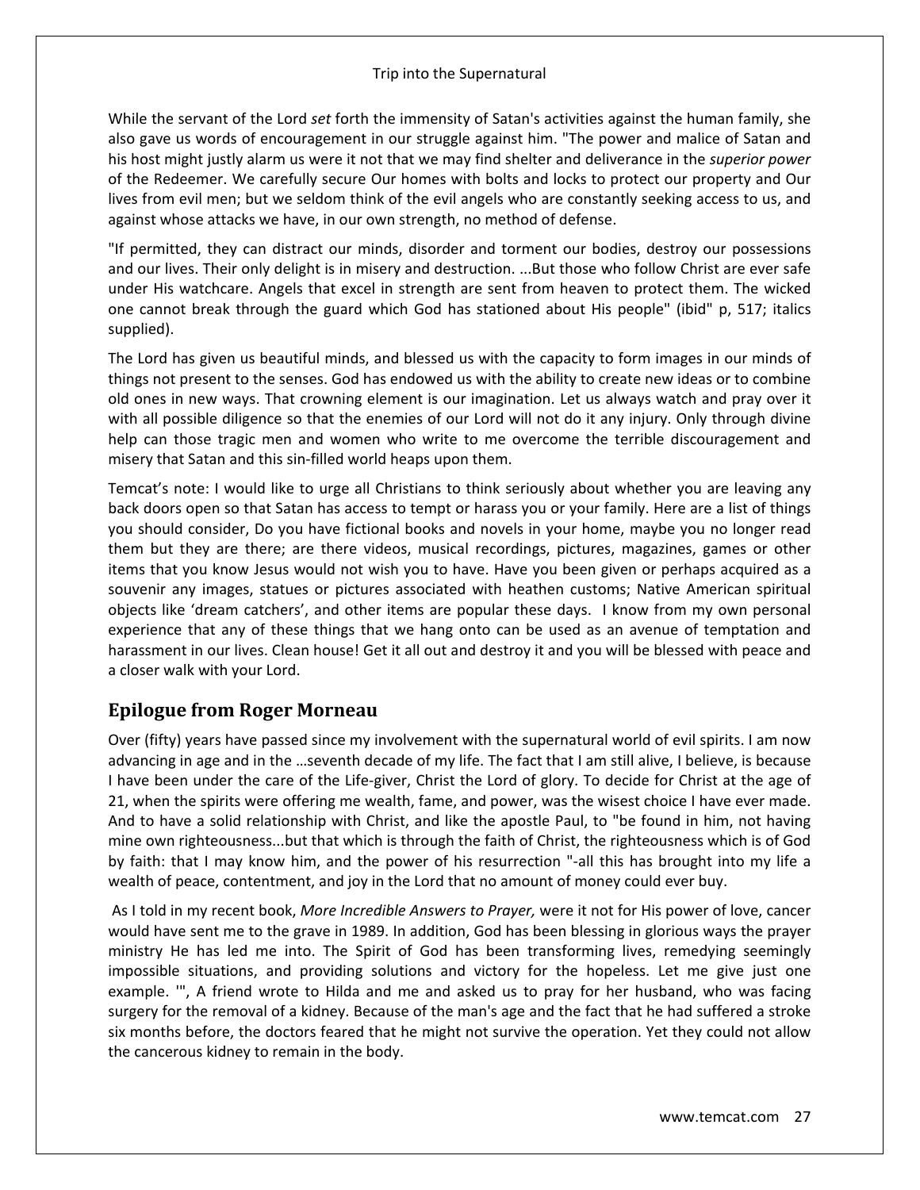While the servant of the Lord *set* forth the immensity of Satan's activities against the human family, she also gave us words of encouragement in our struggle against him. "The power and malice of Satan and his host might justly alarm us were it not that we may find shelter and deliverance in the *superior power* of the Redeemer. We carefully secure Our homes with bolts and locks to protect our property and Our lives from evil men; but we seldom think of the evil angels who are constantly seeking access to us, and against whose attacks we have, in our own strength, no method of defense.

"If permitted, they can distract our minds, disorder and torment our bodies, destroy our possessions and our lives. Their only delight is in misery and destruction. ...But those who follow Christ are ever safe under His watchcare. Angels that excel in strength are sent from heaven to protect them. The wicked one cannot break through the guard which God has stationed about His people" (ibid" p, 517; italics supplied).

The Lord has given us beautiful minds, and blessed us with the capacity to form images in our minds of things not present to the senses. God has endowed us with the ability to create new ideas or to combine old ones in new ways. That crowning element is our imagination. Let us always watch and pray over it with all possible diligence so that the enemies of our Lord will not do it any injury. Only through divine help can those tragic men and women who write to me overcome the terrible discouragement and misery that Satan and this sin-filled world heaps upon them.

Temcat's note: I would like to urge all Christians to think seriously about whether you are leaving any back doors open so that Satan has access to tempt or harass you or your family. Here are a list of things you should consider, Do you have fictional books and novels in your home, maybe you no longer read them but they are there; are there videos, musical recordings, pictures, magazines, games or other items that you know Jesus would not wish you to have. Have you been given or perhaps acquired as a souvenir any images, statues or pictures associated with heathen customs; Native American spiritual objects like 'dream catchers', and other items are popular these days. I know from my own personal experience that any of these things that we hang onto can be used as an avenue of temptation and harassment in our lives. Clean house! Get it all out and destroy it and you will be blessed with peace and a closer walk with your Lord.

## Epilogue from Roger Morneau

Over (fifty) years have passed since my involvement with the supernatural world of evil spirits. I am now advancing in age and in the …seventh decade of my life. The fact that I am still alive, I believe, is because I have been under the care of the Life-giver, Christ the Lord of glory. To decide for Christ at the age of 21, when the spirits were offering me wealth, fame, and power, was the wisest choice I have ever made. And to have a solid relationship with Christ, and like the apostle Paul, to "be found in him, not having mine own righteousness...but that which is through the faith of Christ, the righteousness which is of God by faith: that I may know him, and the power of his resurrection "-all this has brought into my life a wealth of peace, contentment, and joy in the Lord that no amount of money could ever buy.

As I told in my recent book, *More Incredible Answers to Prayer,* were it not for His power of love, cancer would have sent me to the grave in 1989. In addition, God has been blessing in glorious ways the prayer ministry He has led me into. The Spirit of God has been transforming lives, remedying seemingly impossible situations, and providing solutions and victory for the hopeless. Let me give just one example. '", A friend wrote to Hilda and me and asked us to pray for her husband, who was facing surgery for the removal of a kidney. Because of the man's age and the fact that he had suffered a stroke six months before, the doctors feared that he might not survive the operation. Yet they could not allow the cancerous kidney to remain in the body.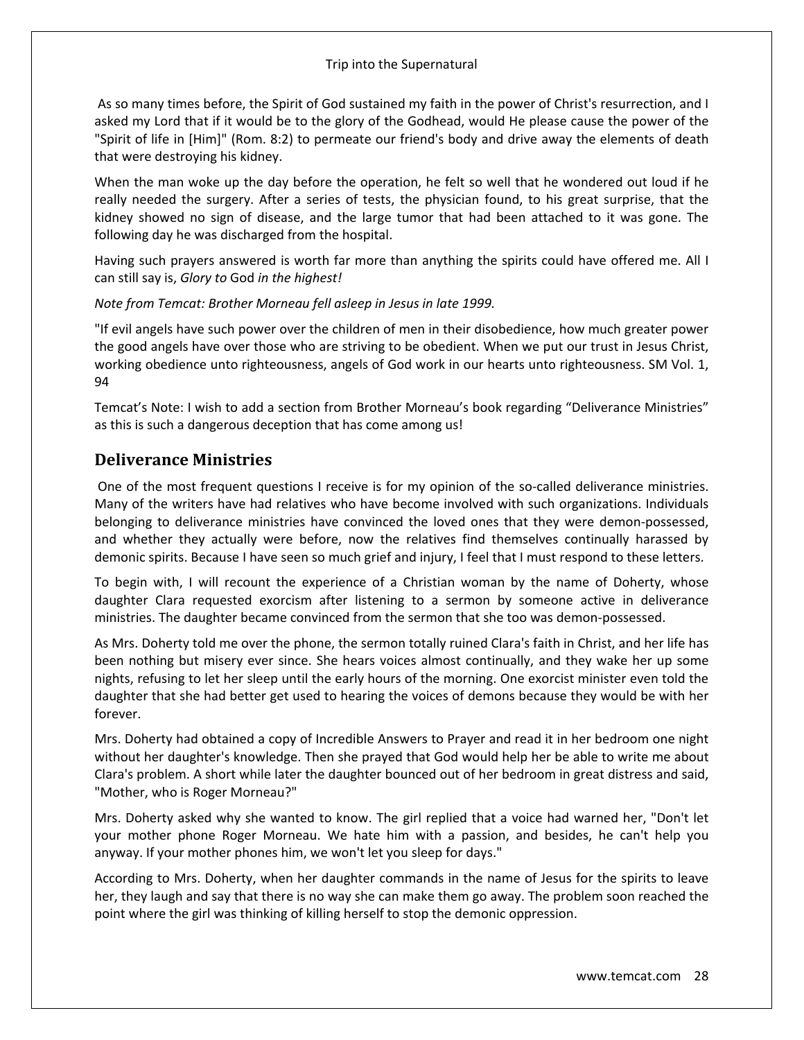As so many times before, the Spirit of God sustained my faith in the power of Christ's resurrection, and I asked my Lord that if it would be to the glory of the Godhead, would He please cause the power of the "Spirit of life in [Him]" (Rom. 8:2) to permeate our friend's body and drive away the elements of death that were destroying his kidney.

When the man woke up the day before the operation, he felt so well that he wondered out loud if he really needed the surgery. After a series of tests, the physician found, to his great surprise, that the kidney showed no sign of disease, and the large tumor that had been attached to it was gone. The following day he was discharged from the hospital.

Having such prayers answered is worth far more than anything the spirits could have offered me. All I can still say is, *Glory to* God *in the highest!*

*Note from Temcat: Brother Morneau fell asleep in Jesus in late 1999.*

"If evil angels have such power over the children of men in their disobedience, how much greater power the good angels have over those who are striving to be obedient. When we put our trust in Jesus Christ, working obedience unto righteousness, angels of God work in our hearts unto righteousness. SM Vol. 1, 94

Temcat's Note: I wish to add a section from Brother Morneau's book regarding "Deliverance Ministries" as this is such a dangerous deception that has come among us!

## Deliverance Ministries

One of the most frequent questions I receive is for my opinion of the so-called deliverance ministries. Many of the writers have had relatives who have become involved with such organizations. Individuals belonging to deliverance ministries have convinced the loved ones that they were demon-possessed, and whether they actually were before, now the relatives find themselves continually harassed by demonic spirits. Because I have seen so much grief and injury, I feel that I must respond to these letters.

To begin with, I will recount the experience of a Christian woman by the name of Doherty, whose daughter Clara requested exorcism after listening to a sermon by someone active in deliverance ministries. The daughter became convinced from the sermon that she too was demon-possessed.

As Mrs. Doherty told me over the phone, the sermon totally ruined Clara's faith in Christ, and her life has been nothing but misery ever since. She hears voices almost continually, and they wake her up some nights, refusing to let her sleep until the early hours of the morning. One exorcist minister even told the daughter that she had better get used to hearing the voices of demons because they would be with her forever.

Mrs. Doherty had obtained a copy of Incredible Answers to Prayer and read it in her bedroom one night without her daughter's knowledge. Then she prayed that God would help her be able to write me about Clara's problem. A short while later the daughter bounced out of her bedroom in great distress and said, "Mother, who is Roger Morneau?"

Mrs. Doherty asked why she wanted to know. The girl replied that a voice had warned her, "Don't let your mother phone Roger Morneau. We hate him with a passion, and besides, he can't help you anyway. If your mother phones him, we won't let you sleep for days."

According to Mrs. Doherty, when her daughter commands in the name of Jesus for the spirits to leave her, they laugh and say that there is no way she can make them go away. The problem soon reached the point where the girl was thinking of killing herself to stop the demonic oppression.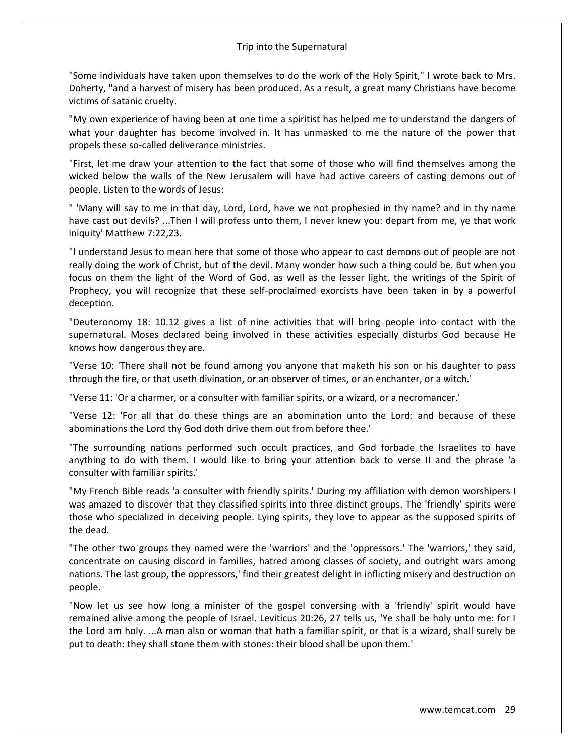"Some individuals have taken upon themselves to do the work of the Holy Spirit," I wrote back to Mrs. Doherty, "and a harvest of misery has been produced. As a result, a great many Christians have become victims of satanic cruelty.

"My own experience of having been at one time a spiritist has helped me to understand the dangers of what your daughter has become involved in. It has unmasked to me the nature of the power that propels these so-called deliverance ministries.

"First, let me draw your attention to the fact that some of those who will find themselves among the wicked below the walls of the New Jerusalem will have had active careers of casting demons out of people. Listen to the words of Jesus:

" 'Many will say to me in that day, Lord, Lord, have we not prophesied in thy name? and in thy name have cast out devils? ...Then I will profess unto them, I never knew you: depart from me, ye that work iniquity' Matthew 7:22,23.

"I understand Jesus to mean here that some of those who appear to cast demons out of people are not really doing the work of Christ, but of the devil. Many wonder how such a thing could be. But when you focus on them the light of the Word of God, as well as the lesser light, the writings of the Spirit of Prophecy, you will recognize that these self-proclaimed exorcists have been taken in by a powerful deception.

"Deuteronomy 18: 10.12 gives a list of nine activities that will bring people into contact with the supernatural. Moses declared being involved in these activities especially disturbs God because He knows how dangerous they are.

"Verse 10: 'There shall not be found among you anyone that maketh his son or his daughter to pass through the fire, or that useth divination, or an observer of times, or an enchanter, or a witch.'

"Verse 11: 'Or a charmer, or a consulter with familiar spirits, or a wizard, or a necromancer.'

"Verse 12: 'For all that do these things are an abomination unto the Lord: and because of these abominations the Lord thy God doth drive them out from before thee.'

"The surrounding nations performed such occult practices, and God forbade the Israelites to have anything to do with them. I would like to bring your attention back to verse II and the phrase 'a consulter with familiar spirits.'

"My French Bible reads 'a consulter with friendly spirits.' During my affiliation with demon worshipers I was amazed to discover that they classified spirits into three distinct groups. The 'friendly' spirits were those who specialized in deceiving people. Lying spirits, they love to appear as the supposed spirits of the dead.

"The other two groups they named were the 'warriors' and the 'oppressors.' The 'warriors,' they said, concentrate on causing discord in families, hatred among classes of society, and outright wars among nations. The last group, the oppressors,' find their greatest delight in inflicting misery and destruction on people.

"Now let us see how long a minister of the gospel conversing with a 'friendly' spirit would have remained alive among the people of Israel. Leviticus 20:26, 27 tells us, 'Ye shall be holy unto me: for I the Lord am holy. ...A man also or woman that hath a familiar spirit, or that is a wizard, shall surely be put to death: they shall stone them with stones: their blood shall be upon them.'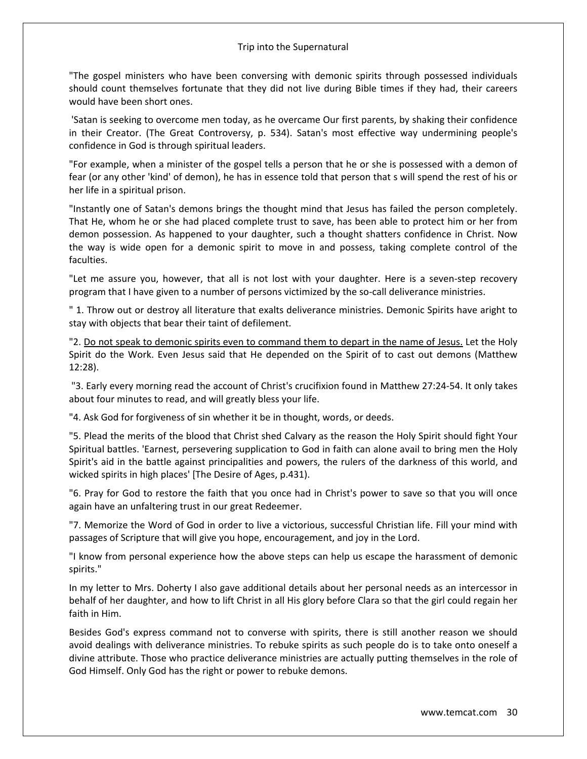"The gospel ministers who have been conversing with demonic spirits through possessed individuals should count themselves fortunate that they did not live during Bible times if they had, their careers would have been short ones.

'Satan is seeking to overcome men today, as he overcame Our first parents, by shaking their confidence in their Creator. (The Great Controversy, p. 534). Satan's most effective way undermining people's confidence in God is through spiritual leaders.

"For example, when a minister of the gospel tells a person that he or she is possessed with a demon of fear (or any other 'kind' of demon), he has in essence told that person that s will spend the rest of his or her life in a spiritual prison.

"Instantly one of Satan's demons brings the thought mind that Jesus has failed the person completely. That He, whom he or she had placed complete trust to save, has been able to protect him or her from demon possession. As happened to your daughter, such a thought shatters confidence in Christ. Now the way is wide open for a demonic spirit to move in and possess, taking complete control of the faculties.

"Let me assure you, however, that all is not lost with your daughter. Here is a seven-step recovery program that I have given to a number of persons victimized by the so-call deliverance ministries.

" 1. Throw out or destroy all literature that exalts deliverance ministries. Demonic Spirits have aright to stay with objects that bear their taint of defilement.

"2. <u>Do not speak to demonic spirits even to command them to depart in the name of Jesus.</u> Let the Holy Spirit do the Work. Even Jesus said that He depended on the Spirit of to cast out demons (Matthew 12:28).

"3. Early every morning read the account of Christ's crucifixion found in Matthew 27:24-54. It only takes about four minutes to read, and will greatly bless your life.

"4. Ask God for forgiveness of sin whether it be in thought, words, or deeds.

"5. Plead the merits of the blood that Christ shed Calvary as the reason the Holy Spirit should fight Your Spiritual battles. 'Earnest, persevering supplication to God in faith can alone avail to bring men the Holy Spirit's aid in the battle against principalities and powers, the rulers of the darkness of this world, and wicked spirits in high places' [The Desire of Ages, p.431).

"6. Pray for God to restore the faith that you once had in Christ's power to save so that you will once again have an unfaltering trust in our great Redeemer.

"7. Memorize the Word of God in order to live a victorious, successful Christian life. Fill your mind with passages of Scripture that will give you hope, encouragement, and joy in the Lord.

"I know from personal experience how the above steps can help us escape the harassment of demonic spirits."

In my letter to Mrs. Doherty I also gave additional details about her personal needs as an intercessor in behalf of her daughter, and how to lift Christ in all His glory before Clara so that the girl could regain her faith in Him.

Besides God's express command not to converse with spirits, there is still another reason we should avoid dealings with deliverance ministries. To rebuke spirits as such people do is to take onto oneself a divine attribute. Those who practice deliverance ministries are actually putting themselves in the role of God Himself. Only God has the right or power to rebuke demons.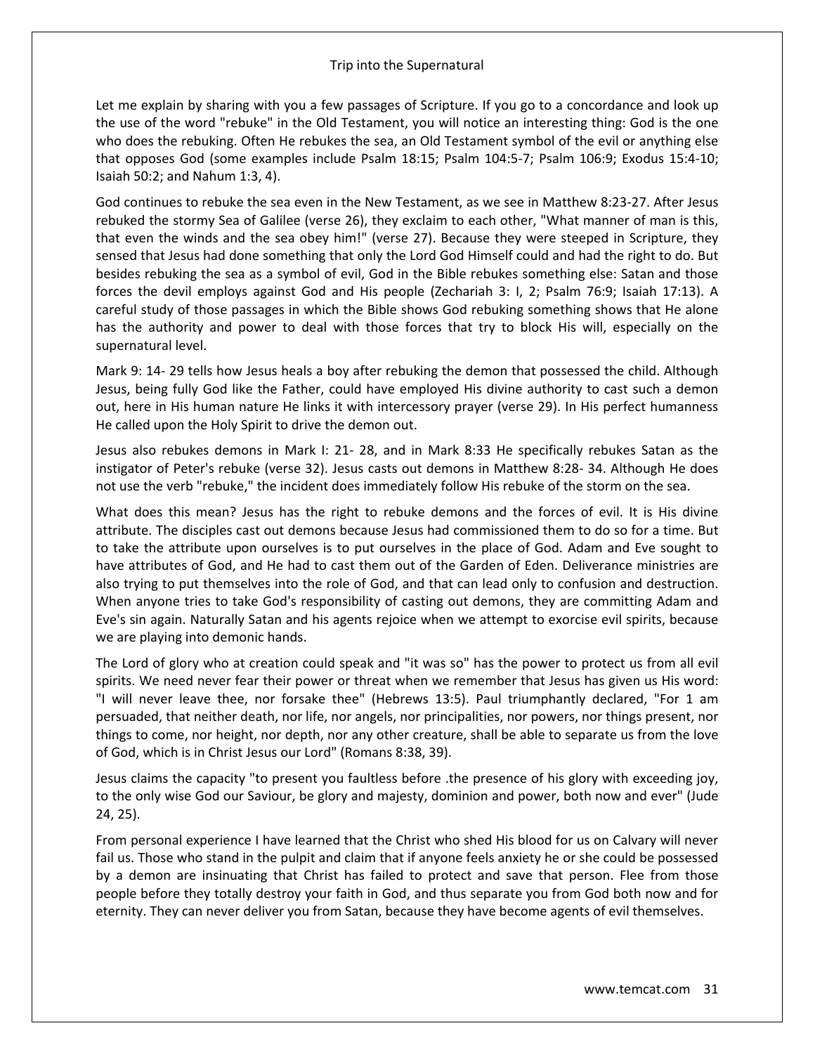Let me explain by sharing with you a few passages of Scripture. If you go to a concordance and look up the use of the word "rebuke" in the Old Testament, you will notice an interesting thing: God is the one who does the rebuking. Often He rebukes the sea, an Old Testament symbol of the evil or anything else that opposes God (some examples include Psalm 18:15; Psalm 104:5-7; Psalm 106:9; Exodus 15:4-10; Isaiah 50:2; and Nahum 1:3, 4).

God continues to rebuke the sea even in the New Testament, as we see in Matthew 8:23-27. After Jesus rebuked the stormy Sea of Galilee (verse 26), they exclaim to each other, "What manner of man is this, that even the winds and the sea obey him!" (verse 27). Because they were steeped in Scripture, they sensed that Jesus had done something that only the Lord God Himself could and had the right to do. But besides rebuking the sea as a symbol of evil, God in the Bible rebukes something else: Satan and those forces the devil employs against God and His people (Zechariah 3: I, 2; Psalm 76:9; Isaiah 17:13). A careful study of those passages in which the Bible shows God rebuking something shows that He alone has the authority and power to deal with those forces that try to block His will, especially on the supernatural level.

Mark 9: 14- 29 tells how Jesus heals a boy after rebuking the demon that possessed the child. Although Jesus, being fully God like the Father, could have employed His divine authority to cast such a demon out, here in His human nature He links it with intercessory prayer (verse 29). In His perfect humanness He called upon the Holy Spirit to drive the demon out.

Jesus also rebukes demons in Mark I: 21- 28, and in Mark 8:33 He specifically rebukes Satan as the instigator of Peter's rebuke (verse 32). Jesus casts out demons in Matthew 8:28- 34. Although He does not use the verb "rebuke," the incident does immediately follow His rebuke of the storm on the sea.

What does this mean? Jesus has the right to rebuke demons and the forces of evil. It is His divine attribute. The disciples cast out demons because Jesus had commissioned them to do so for a time. But to take the attribute upon ourselves is to put ourselves in the place of God. Adam and Eve sought to have attributes of God, and He had to cast them out of the Garden of Eden. Deliverance ministries are also trying to put themselves into the role of God, and that can lead only to confusion and destruction. When anyone tries to take God's responsibility of casting out demons, they are committing Adam and Eve's sin again. Naturally Satan and his agents rejoice when we attempt to exorcise evil spirits, because we are playing into demonic hands.

The Lord of glory who at creation could speak and "it was so" has the power to protect us from all evil spirits. We need never fear their power or threat when we remember that Jesus has given us His word: "I will never leave thee, nor forsake thee" (Hebrews 13:5). Paul triumphantly declared, "For 1 am persuaded, that neither death, nor life, nor angels, nor principalities, nor powers, nor things present, nor things to come, nor height, nor depth, nor any other creature, shall be able to separate us from the love of God, which is in Christ Jesus our Lord" (Romans 8:38, 39).

Jesus claims the capacity "to present you faultless before .the presence of his glory with exceeding joy, to the only wise God our Saviour, be glory and majesty, dominion and power, both now and ever" (Jude 24, 25).

From personal experience I have learned that the Christ who shed His blood for us on Calvary will never fail us. Those who stand in the pulpit and claim that if anyone feels anxiety he or she could be possessed by a demon are insinuating that Christ has failed to protect and save that person. Flee from those people before they totally destroy your faith in God, and thus separate you from God both now and for eternity. They can never deliver you from Satan, because they have become agents of evil themselves.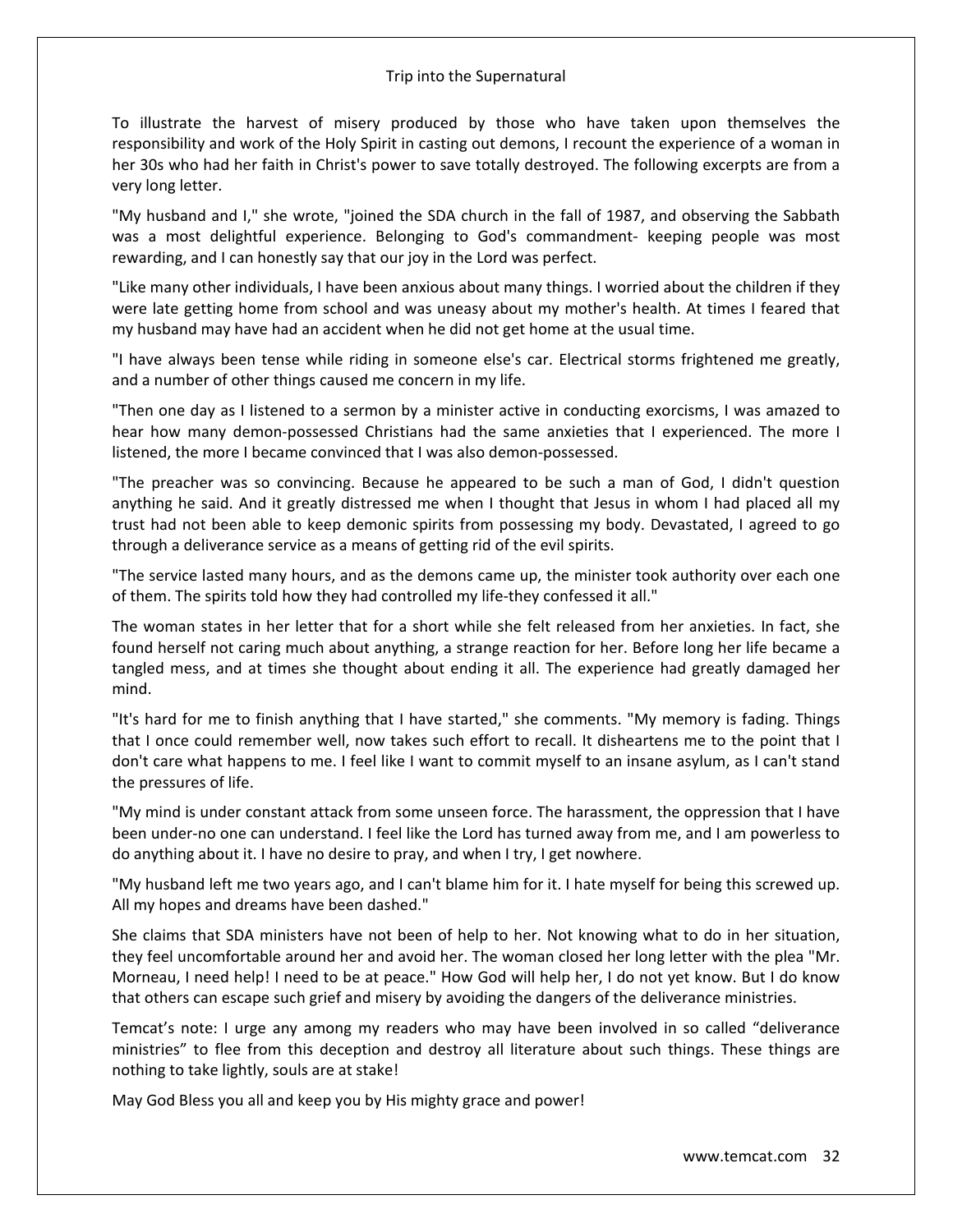To illustrate the harvest of misery produced by those who have taken upon themselves the responsibility and work of the Holy Spirit in casting out demons, I recount the experience of a woman in her 30s who had her faith in Christ's power to save totally destroyed. The following excerpts are from a very long letter.

"My husband and I," she wrote, "joined the SDA church in the fall of 1987, and observing the Sabbath was a most delightful experience. Belonging to God's commandment- keeping people was most rewarding, and I can honestly say that our joy in the Lord was perfect.

"Like many other individuals, I have been anxious about many things. I worried about the children if they were late getting home from school and was uneasy about my mother's health. At times I feared that my husband may have had an accident when he did not get home at the usual time.

"I have always been tense while riding in someone else's car. Electrical storms frightened me greatly, and a number of other things caused me concern in my life.

"Then one day as I listened to a sermon by a minister active in conducting exorcisms, I was amazed to hear how many demon-possessed Christians had the same anxieties that I experienced. The more I listened, the more I became convinced that I was also demon-possessed.

"The preacher was so convincing. Because he appeared to be such a man of God, I didn't question anything he said. And it greatly distressed me when I thought that Jesus in whom I had placed all my trust had not been able to keep demonic spirits from possessing my body. Devastated, I agreed to go through a deliverance service as a means of getting rid of the evil spirits.

"The service lasted many hours, and as the demons came up, the minister took authority over each one of them. The spirits told how they had controlled my life-they confessed it all."

The woman states in her letter that for a short while she felt released from her anxieties. In fact, she found herself not caring much about anything, a strange reaction for her. Before long her life became a tangled mess, and at times she thought about ending it all. The experience had greatly damaged her mind.

"It's hard for me to finish anything that I have started," she comments. "My memory is fading. Things that I once could remember well, now takes such effort to recall. It disheartens me to the point that I don't care what happens to me. I feel like I want to commit myself to an insane asylum, as I can't stand the pressures of life.

"My mind is under constant attack from some unseen force. The harassment, the oppression that I have been under-no one can understand. I feel like the Lord has turned away from me, and I am powerless to do anything about it. I have no desire to pray, and when I try, I get nowhere.

"My husband left me two years ago, and I can't blame him for it. I hate myself for being this screwed up. All my hopes and dreams have been dashed."

She claims that SDA ministers have not been of help to her. Not knowing what to do in her situation, they feel uncomfortable around her and avoid her. The woman closed her long letter with the plea "Mr. Morneau, I need help! I need to be at peace." How God will help her, I do not yet know. But I do know that others can escape such grief and misery by avoiding the dangers of the deliverance ministries.

Temcat's note: I urge any among my readers who may have been involved in so called "deliverance ministries" to flee from this deception and destroy all literature about such things. These things are nothing to take lightly, souls are at stake!

May God Bless you all and keep you by His mighty grace and power!